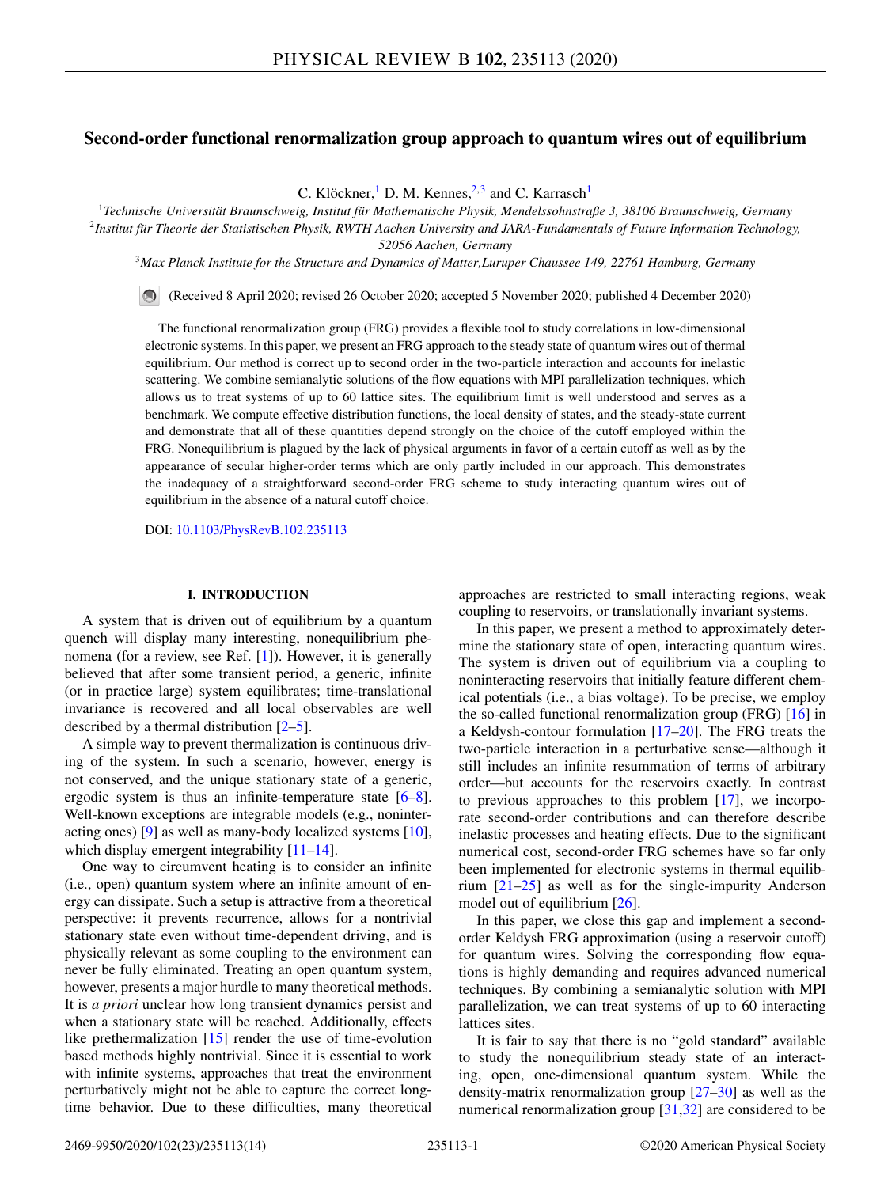# Second-order functional renormalization group approach to quantum wires out of equilibrium

C. Klöckner,[1] D. M. Kennes,[2,3] and C. Karrasch[1]

[1]*Technische Universität Braunschweig, Institut für Mathematische Physik, Mendelssohnstraße 3, 38106 Braunschweig, Germany*
[2]*Institut für Theorie der Statistischen Physik, RWTH Aachen University and JARA-Fundamentals of Future Information Technology, 52056 Aachen, Germany*
[3]*Max Planck Institute for the Structure and Dynamics of Matter,Luruper Chaussee 149, 22761 Hamburg, Germany*

(Received 8 April 2020; revised 26 October 2020; accepted 5 November 2020; published 4 December 2020)

The functional renormalization group (FRG) provides a flexible tool to study correlations in low-dimensional electronic systems. In this paper, we present an FRG approach to the steady state of quantum wires out of thermal equilibrium. Our method is correct up to second order in the two-particle interaction and accounts for inelastic scattering. We combine semianalytic solutions of the flow equations with MPI parallelization techniques, which allows us to treat systems of up to 60 lattice sites. The equilibrium limit is well understood and serves as a benchmark. We compute effective distribution functions, the local density of states, and the steady-state current and demonstrate that all of these quantities depend strongly on the choice of the cutoff employed within the FRG. Nonequilibrium is plagued by the lack of physical arguments in favor of a certain cutoff as well as by the appearance of secular higher-order terms which are only partly included in our approach. This demonstrates the inadequacy of a straightforward second-order FRG scheme to study interacting quantum wires out of equilibrium in the absence of a natural cutoff choice.

DOI: 10.1103/PhysRevB.102.235113

## I. INTRODUCTION

A system that is driven out of equilibrium by a quantum quench will display many interesting, nonequilibrium phenomena (for a review, see Ref. [1]). However, it is generally believed that after some transient period, a generic, infinite (or in practice large) system equilibrates; time-translational invariance is recovered and all local observables are well described by a thermal distribution [2–5].

A simple way to prevent thermalization is continuous driving of the system. In such a scenario, however, energy is not conserved, and the unique stationary state of a generic, ergodic system is thus an infinite-temperature state [6–8]. Well-known exceptions are integrable models (e.g., noninteracting ones) [9] as well as many-body localized systems [10], which display emergent integrability [11–14].

One way to circumvent heating is to consider an infinite (i.e., open) quantum system where an infinite amount of energy can dissipate. Such a setup is attractive from a theoretical perspective: it prevents recurrence, allows for a nontrivial stationary state even without time-dependent driving, and is physically relevant as some coupling to the environment can never be fully eliminated. Treating an open quantum system, however, presents a major hurdle to many theoretical methods. It is *a priori* unclear how long transient dynamics persist and when a stationary state will be reached. Additionally, effects like prethermalization [15] render the use of time-evolution based methods highly nontrivial. Since it is essential to work with infinite systems, approaches that treat the environment perturbatively might not be able to capture the correct long-time behavior. Due to these difficulties, many theoretical approaches are restricted to small interacting regions, weak coupling to reservoirs, or translationally invariant systems.

In this paper, we present a method to approximately determine the stationary state of open, interacting quantum wires. The system is driven out of equilibrium via a coupling to noninteracting reservoirs that initially feature different chemical potentials (i.e., a bias voltage). To be precise, we employ the so-called functional renormalization group (FRG) [16] in a Keldysh-contour formulation [17–20]. The FRG treats the two-particle interaction in a perturbative sense—although it still includes an infinite resummation of terms of arbitrary order—but accounts for the reservoirs exactly. In contrast to previous approaches to this problem [17], we incorporate second-order contributions and can therefore describe inelastic processes and heating effects. Due to the significant numerical cost, second-order FRG schemes have so far only been implemented for electronic systems in thermal equilibrium [21–25] as well as for the single-impurity Anderson model out of equilibrium [26].

In this paper, we close this gap and implement a second-order Keldysh FRG approximation (using a reservoir cutoff) for quantum wires. Solving the corresponding flow equations is highly demanding and requires advanced numerical techniques. By combining a semianalytic solution with MPI parallelization, we can treat systems of up to 60 interacting lattices sites.

It is fair to say that there is no "gold standard" available to study the nonequilibrium steady state of an interacting, open, one-dimensional quantum system. While the density-matrix renormalization group [27–30] as well as the numerical renormalization group [31,32] are considered to be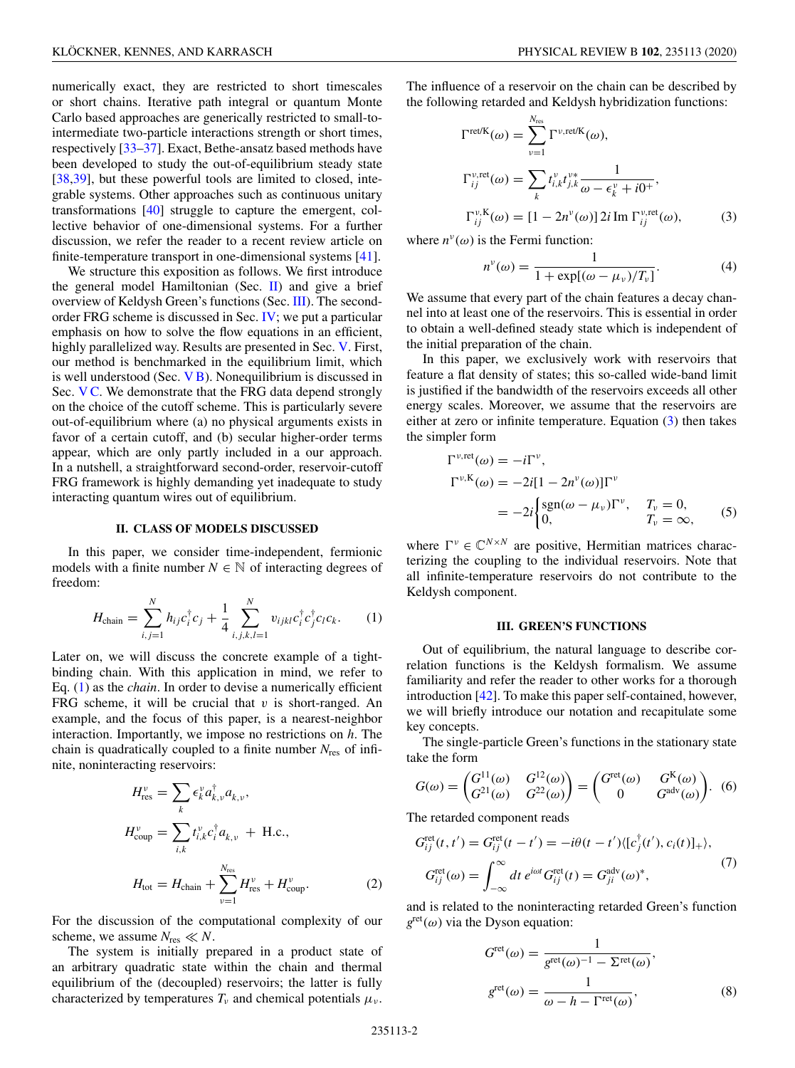numerically exact, they are restricted to short timescales or short chains. Iterative path integral or quantum Monte Carlo based approaches are generically restricted to small-to-intermediate two-particle interactions strength or short times, respectively [33–37]. Exact, Bethe-ansatz based methods have been developed to study the out-of-equilibrium steady state [38,39], but these powerful tools are limited to closed, integrable systems. Other approaches such as continuous unitary transformations [40] struggle to capture the emergent, collective behavior of one-dimensional systems. For a further discussion, we refer the reader to a recent review article on finite-temperature transport in one-dimensional systems [41].

We structure this exposition as follows. We first introduce the general model Hamiltonian (Sec. II) and give a brief overview of Keldysh Green's functions (Sec. III). The second-order FRG scheme is discussed in Sec. IV; we put a particular emphasis on how to solve the flow equations in an efficient, highly parallelized way. Results are presented in Sec. V. First, our method is benchmarked in the equilibrium limit, which is well understood (Sec. V B). Nonequilibrium is discussed in Sec. V C. We demonstrate that the FRG data depend strongly on the choice of the cutoff scheme. This is particularly severe out-of-equilibrium where (a) no physical arguments exists in favor of a certain cutoff, and (b) secular higher-order terms appear, which are only partly included in a our approach. In a nutshell, a straightforward second-order, reservoir-cutoff FRG framework is highly demanding yet inadequate to study interacting quantum wires out of equilibrium.

## II. CLASS OF MODELS DISCUSSED

In this paper, we consider time-independent, fermionic models with a finite number $N \in \mathbb{N}$ of interacting degrees of freedom:

$$H_{\text{chain}} = \sum_{i,j=1}^{N} h_{ij} c_i^\dagger c_j + \frac{1}{4} \sum_{i,j,k,l=1}^{N} v_{ijkl} c_i^\dagger c_j^\dagger c_l c_k. \tag{1}$$

Later on, we will discuss the concrete example of a tight-binding chain. With this application in mind, we refer to Eq. (1) as the *chain*. In order to devise a numerically efficient FRG scheme, it will be crucial that $v$ is short-ranged. An example, and the focus of this paper, is a nearest-neighbor interaction. Importantly, we impose no restrictions on $h$. The chain is quadratically coupled to a finite number $N_{\text{res}}$ of infinite, noninteracting reservoirs:

$$\begin{aligned}
H_{\text{res}}^{\nu} &= \sum_k \epsilon_k^{\nu} a_{k,\nu}^\dagger a_{k,\nu}, \\
H_{\text{coup}}^{\nu} &= \sum_{i,k} t_{i,k}^{\nu} c_i^\dagger a_{k,\nu} \; + \; \text{H.c.}, \\
H_{\text{tot}} &= H_{\text{chain}} + \sum_{\nu=1}^{N_{\text{res}}} H_{\text{res}}^{\nu} + H_{\text{coup}}^{\nu}.
\end{aligned} \tag{2}$$

For the discussion of the computational complexity of our scheme, we assume $N_{\text{res}} \ll N$.

The system is initially prepared in a product state of an arbitrary quadratic state within the chain and thermal equilibrium of the (decoupled) reservoirs; the latter is fully characterized by temperatures $T_\nu$ and chemical potentials $\mu_\nu$.

The influence of a reservoir on the chain can be described by the following retarded and Keldysh hybridization functions:

$$\begin{aligned}
\Gamma^{\text{ret/K}}(\omega) &= \sum_{\nu=1}^{N_{\text{res}}} \Gamma^{\nu,\text{ret/K}}(\omega), \\
\Gamma_{ij}^{\nu,\text{ret}}(\omega) &= \sum_k t_{i,k}^{\nu} t_{j,k}^{\nu *} \frac{1}{\omega - \epsilon_k^{\nu} + i0^+}, \\
\Gamma_{ij}^{\nu,\text{K}}(\omega) &= [1 - 2n^{\nu}(\omega)]\, 2i \,\text{Im}\, \Gamma_{ij}^{\nu,\text{ret}}(\omega),
\end{aligned} \tag{3}$$

where $n^\nu(\omega)$ is the Fermi function:

$$n^{\nu}(\omega) = \frac{1}{1 + \exp[(\omega - \mu_\nu)/T_\nu]}. \tag{4}$$

We assume that every part of the chain features a decay channel into at least one of the reservoirs. This is essential in order to obtain a well-defined steady state which is independent of the initial preparation of the chain.

In this paper, we exclusively work with reservoirs that feature a flat density of states; this so-called wide-band limit is justified if the bandwidth of the reservoirs exceeds all other energy scales. Moreover, we assume that the reservoirs are either at zero or infinite temperature. Equation (3) then takes the simpler form

$$\begin{aligned}
\Gamma^{\nu,\text{ret}}(\omega) &= -i\Gamma^{\nu}, \\
\Gamma^{\nu,\text{K}}(\omega) &= -2i[1 - 2n^{\nu}(\omega)]\Gamma^{\nu} \\
&= -2i \begin{cases} \text{sgn}(\omega - \mu_\nu)\Gamma^{\nu}, & T_\nu = 0, \\ 0, & T_\nu = \infty, \end{cases}
\end{aligned} \tag{5}$$

where $\Gamma^\nu \in \mathbb{C}^{N \times N}$ are positive, Hermitian matrices characterizing the coupling to the individual reservoirs. Note that all infinite-temperature reservoirs do not contribute to the Keldysh component.

## III. GREEN'S FUNCTIONS

Out of equilibrium, the natural language to describe correlation functions is the Keldysh formalism. We assume familiarity and refer the reader to other works for a thorough introduction [42]. To make this paper self-contained, however, we will briefly introduce our notation and recapitulate some key concepts.

The single-particle Green's functions in the stationary state take the form

$$G(\omega) = \begin{pmatrix} G^{11}(\omega) & G^{12}(\omega) \\ G^{21}(\omega) & G^{22}(\omega) \end{pmatrix} = \begin{pmatrix} G^{\text{ret}}(\omega) & G^{\text{K}}(\omega) \\ 0 & G^{\text{adv}}(\omega) \end{pmatrix}. \tag{6}$$

The retarded component reads

$$\begin{aligned}
G_{ij}^{\text{ret}}(t,t') &= G_{ij}^{\text{ret}}(t-t') = -i\theta(t-t')\langle [c_j^\dagger(t'), c_i(t)]_+ \rangle, \\
G_{ij}^{\text{ret}}(\omega) &= \int_{-\infty}^{\infty} dt\, e^{i\omega t} G_{ij}^{\text{ret}}(t) = G_{ji}^{\text{adv}}(\omega)^*,
\end{aligned} \tag{7}$$

and is related to the noninteracting retarded Green's function $g^{\text{ret}}(\omega)$ via the Dyson equation:

$$\begin{aligned}
G^{\text{ret}}(\omega) &= \frac{1}{g^{\text{ret}}(\omega)^{-1} - \Sigma^{\text{ret}}(\omega)}, \\
g^{\text{ret}}(\omega) &= \frac{1}{\omega - h - \Gamma^{\text{ret}}(\omega)},
\end{aligned} \tag{8}$$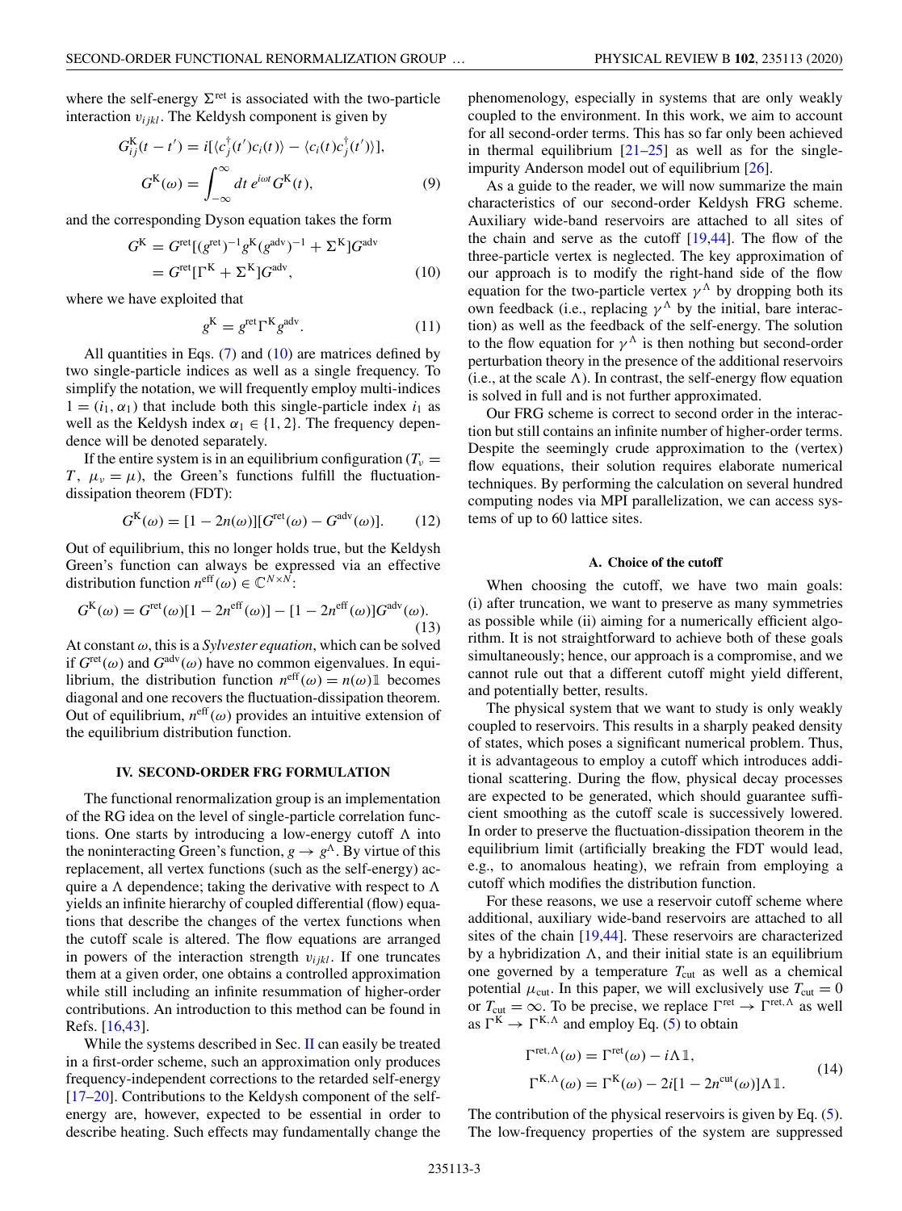where the self-energy $\Sigma^{\text{ret}}$ is associated with the two-particle interaction $v_{ijkl}$. The Keldysh component is given by

$$
\begin{aligned}
G^{\text{K}}_{ij}(t-t') &= i[\langle c_j^\dagger(t')c_i(t)\rangle - \langle c_i(t)c_j^\dagger(t')\rangle],\\
G^{\text{K}}(\omega) &= \int_{-\infty}^{\infty} dt\, e^{i\omega t} G^{\text{K}}(t),
\end{aligned}
\tag{9}
$$

and the corresponding Dyson equation takes the form

$$
\begin{aligned}
G^{\text{K}} &= G^{\text{ret}}[(g^{\text{ret}})^{-1}g^{\text{K}}(g^{\text{adv}})^{-1} + \Sigma^{\text{K}}]G^{\text{adv}}\\
&= G^{\text{ret}}[\Gamma^{\text{K}} + \Sigma^{\text{K}}]G^{\text{adv}},
\end{aligned}
\tag{10}
$$

where we have exploited that

$$
g^{\text{K}} = g^{\text{ret}}\Gamma^{\text{K}}g^{\text{adv}}. \tag{11}
$$

All quantities in Eqs. (7) and (10) are matrices defined by two single-particle indices as well as a single frequency. To simplify the notation, we will frequently employ multi-indices $1 = (i_1, \alpha_1)$ that include both this single-particle index $i_1$ as well as the Keldysh index $\alpha_1 \in \{1, 2\}$. The frequency dependence will be denoted separately.

If the entire system is in an equilibrium configuration ($T_\nu = T$, $\mu_\nu = \mu$), the Green's functions fulfill the fluctuation-dissipation theorem (FDT):

$$
G^{\text{K}}(\omega) = [1 - 2n(\omega)][G^{\text{ret}}(\omega) - G^{\text{adv}}(\omega)]. \tag{12}
$$

Out of equilibrium, this no longer holds true, but the Keldysh Green's function can always be expressed via an effective distribution function $n^{\text{eff}}(\omega) \in \mathbb{C}^{N\times N}$:

$$
G^{\text{K}}(\omega) = G^{\text{ret}}(\omega)[1 - 2n^{\text{eff}}(\omega)] - [1 - 2n^{\text{eff}}(\omega)]G^{\text{adv}}(\omega). \tag{13}
$$

At constant $\omega$, this is a *Sylvester equation*, which can be solved if $G^{\text{ret}}(\omega)$ and $G^{\text{adv}}(\omega)$ have no common eigenvalues. In equilibrium, the distribution function $n^{\text{eff}}(\omega) = n(\omega)\mathbb{1}$ becomes diagonal and one recovers the fluctuation-dissipation theorem. Out of equilibrium, $n^{\text{eff}}(\omega)$ provides an intuitive extension of the equilibrium distribution function.

## IV. SECOND-ORDER FRG FORMULATION

The functional renormalization group is an implementation of the RG idea on the level of single-particle correlation functions. One starts by introducing a low-energy cutoff $\Lambda$ into the noninteracting Green's function, $g \to g^\Lambda$. By virtue of this replacement, all vertex functions (such as the self-energy) acquire a $\Lambda$ dependence; taking the derivative with respect to $\Lambda$ yields an infinite hierarchy of coupled differential (flow) equations that describe the changes of the vertex functions when the cutoff scale is altered. The flow equations are arranged in powers of the interaction strength $v_{ijkl}$. If one truncates them at a given order, one obtains a controlled approximation while still including an infinite resummation of higher-order contributions. An introduction to this method can be found in Refs. [16,43].

While the systems described in Sec. II can easily be treated in a first-order scheme, such an approximation only produces frequency-independent corrections to the retarded self-energy [17–20]. Contributions to the Keldysh component of the self-energy are, however, expected to be essential in order to describe heating. Such effects may fundamentally change the phenomenology, especially in systems that are only weakly coupled to the environment. In this work, we aim to account for all second-order terms. This has so far only been achieved in thermal equilibrium [21–25] as well as for the single-impurity Anderson model out of equilibrium [26].

As a guide to the reader, we will now summarize the main characteristics of our second-order Keldysh FRG scheme. Auxiliary wide-band reservoirs are attached to all sites of the chain and serve as the cutoff [19,44]. The flow of the three-particle vertex is neglected. The key approximation of our approach is to modify the right-hand side of the flow equation for the two-particle vertex $\gamma^\Lambda$ by dropping both its own feedback (i.e., replacing $\gamma^\Lambda$ by the initial, bare interaction) as well as the feedback of the self-energy. The solution to the flow equation for $\gamma^\Lambda$ is then nothing but second-order perturbation theory in the presence of the additional reservoirs (i.e., at the scale $\Lambda$). In contrast, the self-energy flow equation is solved in full and is not further approximated.

Our FRG scheme is correct to second order in the interaction but still contains an infinite number of higher-order terms. Despite the seemingly crude approximation to the (vertex) flow equations, their solution requires elaborate numerical techniques. By performing the calculation on several hundred computing nodes via MPI parallelization, we can access systems of up to 60 lattice sites.

### A. Choice of the cutoff

When choosing the cutoff, we have two main goals: (i) after truncation, we want to preserve as many symmetries as possible while (ii) aiming for a numerically efficient algorithm. It is not straightforward to achieve both of these goals simultaneously; hence, our approach is a compromise, and we cannot rule out that a different cutoff might yield different, and potentially better, results.

The physical system that we want to study is only weakly coupled to reservoirs. This results in a sharply peaked density of states, which poses a significant numerical problem. Thus, it is advantageous to employ a cutoff which introduces additional scattering. During the flow, physical decay processes are expected to be generated, which should guarantee sufficient smoothing as the cutoff scale is successively lowered. In order to preserve the fluctuation-dissipation theorem in the equilibrium limit (artificially breaking the FDT would lead, e.g., to anomalous heating), we refrain from employing a cutoff which modifies the distribution function.

For these reasons, we use a reservoir cutoff scheme where additional, auxiliary wide-band reservoirs are attached to all sites of the chain [19,44]. These reservoirs are characterized by a hybridization $\Lambda$, and their initial state is an equilibrium one governed by a temperature $T_{\text{cut}}$ as well as a chemical potential $\mu_{\text{cut}}$. In this paper, we will exclusively use $T_{\text{cut}} = 0$ or $T_{\text{cut}} = \infty$. To be precise, we replace $\Gamma^{\text{ret}} \to \Gamma^{\text{ret},\Lambda}$ as well as $\Gamma^{\text{K}} \to \Gamma^{\text{K},\Lambda}$ and employ Eq. (5) to obtain

$$
\begin{aligned}
\Gamma^{\text{ret},\Lambda}(\omega) &= \Gamma^{\text{ret}}(\omega) - i\Lambda\mathbb{1},\\
\Gamma^{\text{K},\Lambda}(\omega) &= \Gamma^{\text{K}}(\omega) - 2i[1 - 2n^{\text{cut}}(\omega)]\Lambda\mathbb{1}.
\end{aligned}
\tag{14}
$$

The contribution of the physical reservoirs is given by Eq. (5). The low-frequency properties of the system are suppressed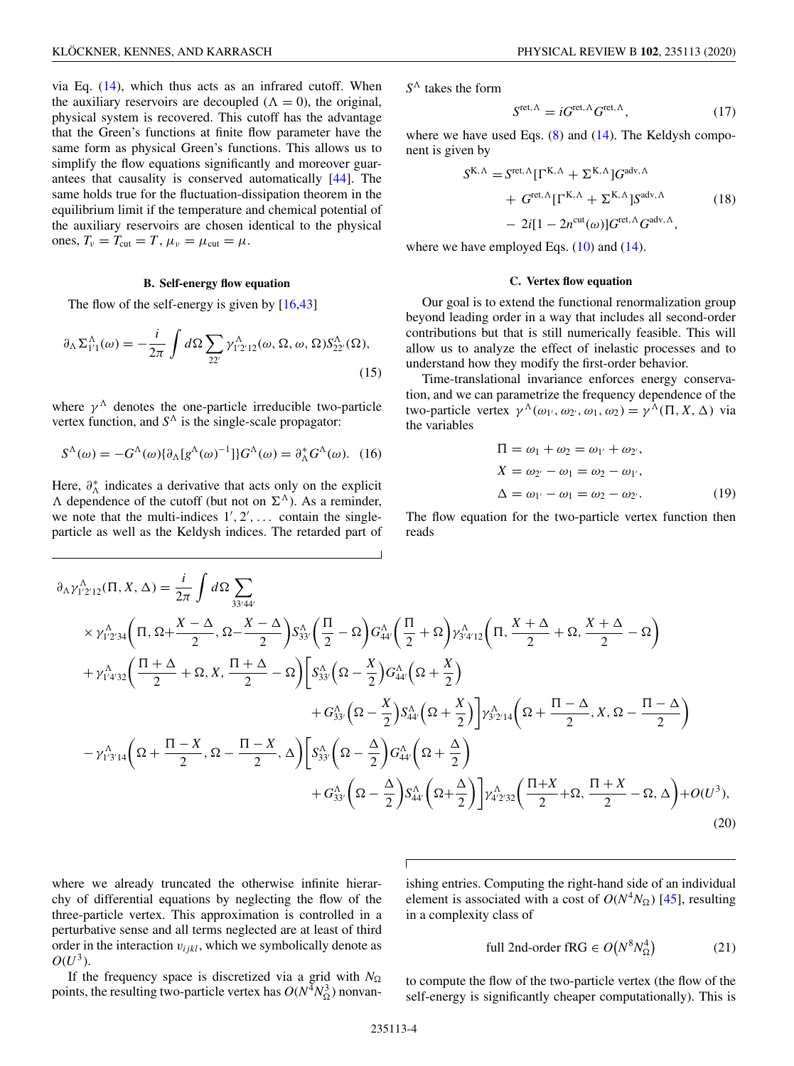via Eq. (14), which thus acts as an infrared cutoff. When the auxiliary reservoirs are decoupled ($\Lambda = 0$), the original, physical system is recovered. This cutoff has the advantage that the Green's functions at finite flow parameter have the same form as physical Green's functions. This allows us to simplify the flow equations significantly and moreover guarantees that causality is conserved automatically [44]. The same holds true for the fluctuation-dissipation theorem in the equilibrium limit if the temperature and chemical potential of the auxiliary reservoirs are chosen identical to the physical ones, $T_\nu = T_{\text{cut}} = T$, $\mu_\nu = \mu_{\text{cut}} = \mu$.

### B. Self-energy flow equation

The flow of the self-energy is given by [16,43]

$$\partial_\Lambda \Sigma^\Lambda_{1'1}(\omega) = -\frac{i}{2\pi}\int d\Omega \sum_{22'} \gamma^\Lambda_{1'2'12}(\omega,\Omega,\omega,\Omega) S^\Lambda_{22'}(\Omega), \tag{15}$$

where $\gamma^\Lambda$ denotes the one-particle irreducible two-particle vertex function, and $S^\Lambda$ is the single-scale propagator:

$$S^\Lambda(\omega) = -G^\Lambda(\omega)\{\partial_\Lambda[g^\Lambda(\omega)^{-1}]\}G^\Lambda(\omega) = \partial^*_\Lambda G^\Lambda(\omega). \tag{16}$$

Here, $\partial^*_\Lambda$ indicates a derivative that acts only on the explicit $\Lambda$ dependence of the cutoff (but not on $\Sigma^\Lambda$). As a reminder, we note that the multi-indices $1', 2', \dots$ contain the single-particle as well as the Keldysh indices. The retarded part of $S^\Lambda$ takes the form

$$S^{\text{ret},\Lambda} = iG^{\text{ret},\Lambda}G^{\text{ret},\Lambda}, \tag{17}$$

where we have used Eqs. (8) and (14). The Keldysh component is given by

$$\begin{aligned} S^{\text{K},\Lambda} = {} & S^{\text{ret},\Lambda}[\Gamma^{\text{K},\Lambda} + \Sigma^{\text{K},\Lambda}]G^{\text{adv},\Lambda} \\ & + G^{\text{ret},\Lambda}[\Gamma^{\text{K},\Lambda} + \Sigma^{\text{K},\Lambda}]S^{\text{adv},\Lambda} \\ & - 2i[1 - 2n^{\text{cut}}(\omega)]G^{\text{ret},\Lambda}G^{\text{adv},\Lambda}, \end{aligned} \tag{18}$$

where we have employed Eqs. (10) and (14).

### C. Vertex flow equation

Our goal is to extend the functional renormalization group beyond leading order in a way that includes all second-order contributions but that is still numerically feasible. This will allow us to analyze the effect of inelastic processes and to understand how they modify the first-order behavior.

Time-translational invariance enforces energy conservation, and we can parametrize the frequency dependence of the two-particle vertex $\gamma^\Lambda(\omega_{1'},\omega_{2'},\omega_1,\omega_2) = \gamma^\Lambda(\Pi, X, \Delta)$ via the variables

$$\begin{aligned} \Pi &= \omega_1 + \omega_2 = \omega_{1'} + \omega_{2'}, \\ X &= \omega_{2'} - \omega_1 = \omega_2 - \omega_{1'}, \\ \Delta &= \omega_{1'} - \omega_1 = \omega_2 - \omega_{2'}. \end{aligned} \tag{19}$$

The flow equation for the two-particle vertex function then reads

$$\begin{aligned} \partial_\Lambda \gamma^\Lambda_{1'2'12}(\Pi,X,\Delta) = {} & \frac{i}{2\pi}\int d\Omega \sum_{33'44'} \\ & \times \gamma^\Lambda_{1'2'34}\left(\Pi, \Omega + \frac{X-\Delta}{2}, \Omega - \frac{X-\Delta}{2}\right) S^\Lambda_{33'}\left(\frac{\Pi}{2}-\Omega\right) G^\Lambda_{44'}\left(\frac{\Pi}{2}+\Omega\right) \gamma^\Lambda_{3'4'12}\left(\Pi, \frac{X+\Delta}{2}+\Omega, \frac{X+\Delta}{2}-\Omega\right) \\ & + \gamma^\Lambda_{1'4'32}\left(\frac{\Pi+\Delta}{2}+\Omega, X, \frac{\Pi+\Delta}{2}-\Omega\right)\left[S^\Lambda_{33'}\left(\Omega - \frac{X}{2}\right)G^\Lambda_{44'}\left(\Omega+\frac{X}{2}\right) \right. \\ & \left. + G^\Lambda_{33'}\left(\Omega-\frac{X}{2}\right)S^\Lambda_{44'}\left(\Omega+\frac{X}{2}\right)\right]\gamma^\Lambda_{3'2'14}\left(\Omega + \frac{\Pi-\Delta}{2}, X, \Omega - \frac{\Pi-\Delta}{2}\right) \\ & - \gamma^\Lambda_{1'3'14}\left(\Omega + \frac{\Pi-X}{2}, \Omega - \frac{\Pi-X}{2}, \Delta\right)\left[S^\Lambda_{33'}\left(\Omega - \frac{\Delta}{2}\right)G^\Lambda_{44'}\left(\Omega+\frac{\Delta}{2}\right) \right. \\ & \left. + G^\Lambda_{33'}\left(\Omega-\frac{\Delta}{2}\right)S^\Lambda_{44'}\left(\Omega+\frac{\Delta}{2}\right)\right]\gamma^\Lambda_{4'2'32}\left(\frac{\Pi+X}{2}+\Omega, \frac{\Pi+X}{2}-\Omega, \Delta\right) + O(U^3), \end{aligned} \tag{20}$$

where we already truncated the otherwise infinite hierarchy of differential equations by neglecting the flow of the three-particle vertex. This approximation is controlled in a perturbative sense and all terms neglected are at least of third order in the interaction $v_{ijkl}$, which we symbolically denote as $O(U^3)$.

If the frequency space is discretized via a grid with $N_\Omega$ points, the resulting two-particle vertex has $O(N^4 N_\Omega^3)$ nonvanishing entries. Computing the right-hand side of an individual element is associated with a cost of $O(N^4 N_\Omega)$ [45], resulting in a complexity class of

$$\text{full 2nd-order fRG} \in O\big(N^8 N_\Omega^4\big) \tag{21}$$

to compute the flow of the two-particle vertex (the flow of the self-energy is significantly cheaper computationally). This is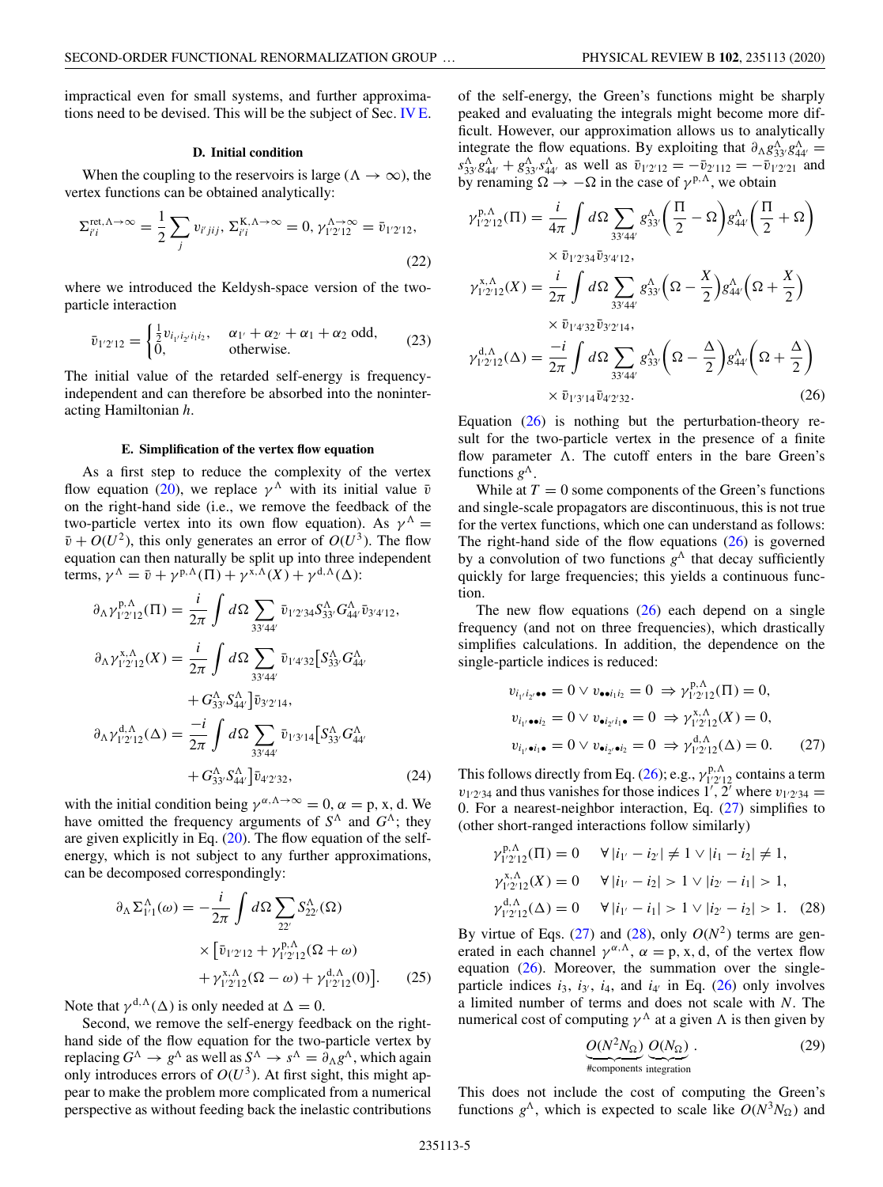impractical even for small systems, and further approximations need to be devised. This will be the subject of Sec. IV E.

### D. Initial condition

When the coupling to the reservoirs is large ($\Lambda \to \infty$), the vertex functions can be obtained analytically:

$$\Sigma^{\text{ret},\Lambda\to\infty}_{i'i} = \frac{1}{2}\sum_j v_{i'jij},\ \Sigma^{\text{K},\Lambda\to\infty}_{i'i} = 0,\ \gamma^{\Lambda\to\infty}_{1'2'12} = \bar{v}_{1'2'12}, \tag{22}$$

where we introduced the Keldysh-space version of the two-particle interaction

$$\bar{v}_{1'2'12} = \begin{cases} \frac{1}{2} v_{i_{1'}i_{2'}i_1i_2}, & \alpha_{1'}+\alpha_{2'}+\alpha_1+\alpha_2 \text{ odd}, \\ 0, & \text{otherwise.} \end{cases} \tag{23}$$

The initial value of the retarded self-energy is frequency-independent and can therefore be absorbed into the noninteracting Hamiltonian $h$.

### E. Simplification of the vertex flow equation

As a first step to reduce the complexity of the vertex flow equation (20), we replace $\gamma^\Lambda$ with its initial value $\bar{v}$ on the right-hand side (i.e., we remove the feedback of the two-particle vertex into its own flow equation). As $\gamma^\Lambda = \bar{v} + O(U^2)$, this only generates an error of $O(U^3)$. The flow equation can then naturally be split up into three independent terms, $\gamma^\Lambda = \bar{v} + \gamma^{\text{p},\Lambda}(\Pi) + \gamma^{\text{x},\Lambda}(X) + \gamma^{\text{d},\Lambda}(\Delta)$:

$$\begin{aligned}
\partial_\Lambda \gamma^{\text{p},\Lambda}_{1'2'12}(\Pi) &= \frac{i}{2\pi}\int d\Omega \sum_{33'44'} \bar{v}_{1'2'34} S^\Lambda_{33'} G^\Lambda_{44'} \bar{v}_{3'4'12}, \\
\partial_\Lambda \gamma^{\text{x},\Lambda}_{1'2'12}(X) &= \frac{i}{2\pi}\int d\Omega \sum_{33'44'} \bar{v}_{1'4'32}\big[S^\Lambda_{33'} G^\Lambda_{44'} \\
&\quad + G^\Lambda_{33'} S^\Lambda_{44'}\big]\bar{v}_{3'2'14}, \\
\partial_\Lambda \gamma^{\text{d},\Lambda}_{1'2'12}(\Delta) &= \frac{-i}{2\pi}\int d\Omega \sum_{33'44'} \bar{v}_{1'3'14}\big[S^\Lambda_{33'} G^\Lambda_{44'} \\
&\quad + G^\Lambda_{33'} S^\Lambda_{44'}\big]\bar{v}_{4'2'32},
\end{aligned} \tag{24}$$

with the initial condition being $\gamma^{\alpha,\Lambda\to\infty} = 0$, $\alpha = \text{p, x, d}$. We have omitted the frequency arguments of $S^\Lambda$ and $G^\Lambda$; they are given explicitly in Eq. (20). The flow equation of the self-energy, which is not subject to any further approximations, can be decomposed correspondingly:

$$\begin{aligned}
\partial_\Lambda \Sigma^\Lambda_{1'1}(\omega) = -\frac{i}{2\pi}\int d\Omega \sum_{22'} S^\Lambda_{22'}(\Omega) \\
\times \big[\bar{v}_{1'2'12} + \gamma^{\text{p},\Lambda}_{1'2'12}(\Omega+\omega) \\
+ \gamma^{\text{x},\Lambda}_{1'2'12}(\Omega-\omega) + \gamma^{\text{d},\Lambda}_{1'2'12}(0)\big].
\end{aligned} \tag{25}$$

Note that $\gamma^{\text{d},\Lambda}(\Delta)$ is only needed at $\Delta = 0$.

Second, we remove the self-energy feedback on the right-hand side of the flow equation for the two-particle vertex by replacing $G^\Lambda \to g^\Lambda$ as well as $S^\Lambda \to s^\Lambda = \partial_\Lambda g^\Lambda$, which again only introduces errors of $O(U^3)$. At first sight, this might appear to make the problem more complicated from a numerical perspective as without feeding back the inelastic contributions of the self-energy, the Green's functions might be sharply peaked and evaluating the integrals might become more difficult. However, our approximation allows us to analytically integrate the flow equations. By exploiting that $\partial_\Lambda g^\Lambda_{33'} g^\Lambda_{44'} = s^\Lambda_{33'} g^\Lambda_{44'} + g^\Lambda_{33'} s^\Lambda_{44'}$ as well as $\bar{v}_{1'2'12} = -\bar{v}_{2'1'12} = -\bar{v}_{1'2'21}$ and by renaming $\Omega \to -\Omega$ in the case of $\gamma^{\text{p},\Lambda}$, we obtain

$$\begin{aligned}
\gamma^{\text{p},\Lambda}_{1'2'12}(\Pi) &= \frac{i}{4\pi}\int d\Omega \sum_{33'44'} g^\Lambda_{33'}\Big(\frac{\Pi}{2}-\Omega\Big) g^\Lambda_{44'}\Big(\frac{\Pi}{2}+\Omega\Big) \\
&\quad \times \bar{v}_{1'2'34}\bar{v}_{3'4'12}, \\
\gamma^{\text{x},\Lambda}_{1'2'12}(X) &= \frac{i}{2\pi}\int d\Omega \sum_{33'44'} g^\Lambda_{33'}\Big(\Omega-\frac{X}{2}\Big) g^\Lambda_{44'}\Big(\Omega+\frac{X}{2}\Big) \\
&\quad \times \bar{v}_{1'4'32}\bar{v}_{3'2'14}, \\
\gamma^{\text{d},\Lambda}_{1'2'12}(\Delta) &= \frac{-i}{2\pi}\int d\Omega \sum_{33'44'} g^\Lambda_{33'}\Big(\Omega-\frac{\Delta}{2}\Big) g^\Lambda_{44'}\Big(\Omega+\frac{\Delta}{2}\Big) \\
&\quad \times \bar{v}_{1'3'14}\bar{v}_{4'2'32}.
\end{aligned} \tag{26}$$

Equation (26) is nothing but the perturbation-theory result for the two-particle vertex in the presence of a finite flow parameter $\Lambda$. The cutoff enters in the bare Green's functions $g^\Lambda$.

While at $T = 0$ some components of the Green's functions and single-scale propagators are discontinuous, this is not true for the vertex functions, which one can understand as follows: The right-hand side of the flow equations (26) is governed by a convolution of two functions $g^\Lambda$ that decay sufficiently quickly for large frequencies; this yields a continuous function.

The new flow equations (26) each depend on a single frequency (and not on three frequencies), which drastically simplifies calculations. In addition, the dependence on the single-particle indices is reduced:

$$\begin{aligned}
v_{i_{1'}i_{2'}\bullet\bullet} = 0 \vee v_{\bullet\bullet i_1 i_2} = 0 &\Rightarrow \gamma^{\text{p},\Lambda}_{1'2'12}(\Pi) = 0, \\
v_{i_{1'}\bullet\bullet i_2} = 0 \vee v_{\bullet i_{2'} i_1\bullet} = 0 &\Rightarrow \gamma^{\text{x},\Lambda}_{1'2'12}(X) = 0, \\
v_{i_{1'}\bullet i_1\bullet} = 0 \vee v_{\bullet i_{2'}\bullet i_2} = 0 &\Rightarrow \gamma^{\text{d},\Lambda}_{1'2'12}(\Delta) = 0.
\end{aligned} \tag{27}$$

This follows directly from Eq. (26); e.g., $\gamma^{\text{p},\Lambda}_{1'2'12}$ contains a term $v_{1'2'34}$ and thus vanishes for those indices $1'$, $2'$ where $v_{1'2'34} = 0$. For a nearest-neighbor interaction, Eq. (27) simplifies to (other short-ranged interactions follow similarly)

$$\begin{aligned}
\gamma^{\text{p},\Lambda}_{1'2'12}(\Pi) &= 0 \quad \forall\, |i_{1'}-i_{2'}| \neq 1 \vee |i_1-i_2| \neq 1, \\
\gamma^{\text{x},\Lambda}_{1'2'12}(X) &= 0 \quad \forall\, |i_{1'}-i_2| > 1 \vee |i_{2'}-i_1| > 1, \\
\gamma^{\text{d},\Lambda}_{1'2'12}(\Delta) &= 0 \quad \forall\, |i_{1'}-i_1| > 1 \vee |i_{2'}-i_2| > 1.
\end{aligned} \tag{28}$$

By virtue of Eqs. (27) and (28), only $O(N^2)$ terms are generated in each channel $\gamma^{\alpha,\Lambda}$, $\alpha = \text{p, x, d}$, of the vertex flow equation (26). Moreover, the summation over the single-particle indices $i_3$, $i_{3'}$, $i_4$, and $i_{4'}$ in Eq. (26) only involves a limited number of terms and does not scale with $N$. The numerical cost of computing $\gamma^\Lambda$ at a given $\Lambda$ is then given by

$$\underbrace{O(N^2 N_\Omega)}_{\text{\#components}}\ \underbrace{O(N_\Omega)}_{\text{integration}}. \tag{29}$$

This does not include the cost of computing the Green's functions $g^\Lambda$, which is expected to scale like $O(N^3 N_\Omega)$ and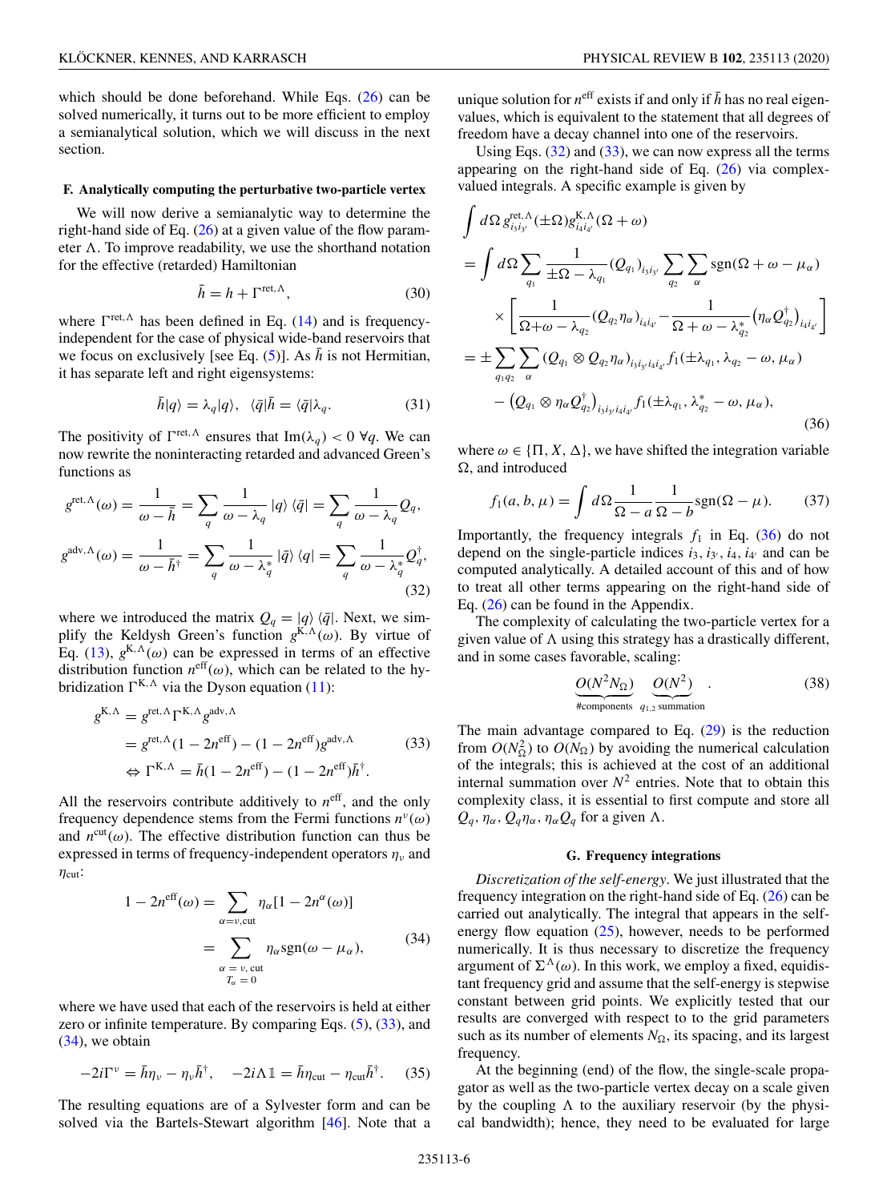which should be done beforehand. While Eqs. (26) can be solved numerically, it turns out to be more efficient to employ a semianalytical solution, which we will discuss in the next section.

### F. Analytically computing the perturbative two-particle vertex

We will now derive a semianalytic way to determine the right-hand side of Eq. (26) at a given value of the flow parameter $\Lambda$. To improve readability, we use the shorthand notation for the effective (retarded) Hamiltonian

$$\bar{h} = h + \Gamma^{\text{ret},\Lambda}, \tag{30}$$

where $\Gamma^{\text{ret},\Lambda}$ has been defined in Eq. (14) and is frequency-independent for the case of physical wide-band reservoirs that we focus on exclusively [see Eq. (5)]. As $\bar{h}$ is not Hermitian, it has separate left and right eigensystems:

$$\bar{h}|q\rangle = \lambda_q|q\rangle, \quad \langle\bar{q}|\bar{h} = \langle\bar{q}|\lambda_q. \tag{31}$$

The positivity of $\Gamma^{\text{ret},\Lambda}$ ensures that $\text{Im}(\lambda_q) < 0 \ \forall q$. We can now rewrite the noninteracting retarded and advanced Green's functions as

$$\begin{aligned} g^{\text{ret},\Lambda}(\omega) &= \frac{1}{\omega - \bar{h}} = \sum_q \frac{1}{\omega - \lambda_q}|q\rangle\langle\bar{q}| = \sum_q \frac{1}{\omega - \lambda_q} Q_q, \\ g^{\text{adv},\Lambda}(\omega) &= \frac{1}{\omega - \bar{h}^\dagger} = \sum_q \frac{1}{\omega - \lambda_q^*}|\bar{q}\rangle\langle q| = \sum_q \frac{1}{\omega - \lambda_q^*} Q_q^\dagger, \end{aligned} \tag{32}$$

where we introduced the matrix $Q_q = |q\rangle\langle\bar{q}|$. Next, we simplify the Keldysh Green's function $g^{\text{K},\Lambda}(\omega)$. By virtue of Eq. (13), $g^{\text{K},\Lambda}(\omega)$ can be expressed in terms of an effective distribution function $n^{\text{eff}}(\omega)$, which can be related to the hybridization $\Gamma^{\text{K},\Lambda}$ via the Dyson equation (11):

$$\begin{aligned} g^{\text{K},\Lambda} &= g^{\text{ret},\Lambda}\Gamma^{\text{K},\Lambda}g^{\text{adv},\Lambda} \\ &= g^{\text{ret},\Lambda}(1 - 2n^{\text{eff}}) - (1 - 2n^{\text{eff}})g^{\text{adv},\Lambda} \\ &\Leftrightarrow \Gamma^{\text{K},\Lambda} = \bar{h}(1 - 2n^{\text{eff}}) - (1 - 2n^{\text{eff}})\bar{h}^\dagger. \end{aligned} \tag{33}$$

All the reservoirs contribute additively to $n^{\text{eff}}$, and the only frequency dependence stems from the Fermi functions $n^\nu(\omega)$ and $n^{\text{cut}}(\omega)$. The effective distribution function can thus be expressed in terms of frequency-independent operators $\eta_\nu$ and $\eta_{\text{cut}}$:

$$\begin{aligned} 1 - 2n^{\text{eff}}(\omega) &= \sum_{\alpha=\nu,\text{cut}} \eta_\alpha[1 - 2n^\alpha(\omega)] \\ &= \sum_{\substack{\alpha=\nu,\text{cut} \\ T_\alpha=0}} \eta_\alpha \text{sgn}(\omega - \mu_\alpha), \end{aligned} \tag{34}$$

where we have used that each of the reservoirs is held at either zero or infinite temperature. By comparing Eqs. (5), (33), and (34), we obtain

$$-2i\Gamma^\nu = \bar{h}\eta_\nu - \eta_\nu\bar{h}^\dagger, \quad -2i\Lambda\mathbb{1} = \bar{h}\eta_{\text{cut}} - \eta_{\text{cut}}\bar{h}^\dagger. \tag{35}$$

The resulting equations are of a Sylvester form and can be solved via the Bartels-Stewart algorithm [46]. Note that a unique solution for $n^{\text{eff}}$ exists if and only if $\bar{h}$ has no real eigenvalues, which is equivalent to the statement that all degrees of freedom have a decay channel into one of the reservoirs.

Using Eqs. (32) and (33), we can now express all the terms appearing on the right-hand side of Eq. (26) via complex-valued integrals. A specific example is given by

$$\begin{aligned} &\int d\Omega\, g^{\text{ret},\Lambda}_{i_3 i_{3'}}(\pm\Omega) g^{\text{K},\Lambda}_{i_4 i_{4'}}(\Omega + \omega) \\ &= \int d\Omega \sum_{q_1} \frac{1}{\pm\Omega - \lambda_{q_1}}(Q_{q_1})_{i_3 i_{3'}} \sum_{q_2}\sum_\alpha \text{sgn}(\Omega + \omega - \mu_\alpha) \\ &\quad\times \left[\frac{1}{\Omega + \omega - \lambda_{q_2}}(Q_{q_2}\eta_\alpha)_{i_4 i_{4'}} - \frac{1}{\Omega + \omega - \lambda_{q_2}^*}\left(\eta_\alpha Q_{q_2}^\dagger\right)_{i_4 i_{4'}}\right] \\ &= \pm\sum_{q_1 q_2}\sum_\alpha (Q_{q_1} \otimes Q_{q_2}\eta_\alpha)_{i_3 i_{3'} i_4 i_{4'}} f_1(\pm\lambda_{q_1}, \lambda_{q_2} - \omega, \mu_\alpha) \\ &\quad - \left(Q_{q_1} \otimes \eta_\alpha Q_{q_2}^\dagger\right)_{i_3 i_{3'} i_4 i_{4'}} f_1(\pm\lambda_{q_1}, \lambda_{q_2}^* - \omega, \mu_\alpha), \end{aligned} \tag{36}$$

where $\omega \in \{\Pi, X, \Delta\}$, we have shifted the integration variable $\Omega$, and introduced

$$f_1(a, b, \mu) = \int d\Omega \frac{1}{\Omega - a}\frac{1}{\Omega - b}\text{sgn}(\Omega - \mu). \tag{37}$$

Importantly, the frequency integrals $f_1$ in Eq. (36) do not depend on the single-particle indices $i_3, i_{3'}, i_4, i_{4'}$ and can be computed analytically. A detailed account of this and of how to treat all other terms appearing on the right-hand side of Eq. (26) can be found in the Appendix.

The complexity of calculating the two-particle vertex for a given value of $\Lambda$ using this strategy has a drastically different, and in some cases favorable, scaling:

$$\underbrace{O(N^2 N_\Omega)}_{\#\text{components}} \quad \underbrace{O(N^2)}_{q_{1,2}\text{ summation}}. \tag{38}$$

The main advantage compared to Eq. (29) is the reduction from $O(N_\Omega^2)$ to $O(N_\Omega)$ by avoiding the numerical calculation of the integrals; this is achieved at the cost of an additional internal summation over $N^2$ entries. Note that to obtain this complexity class, it is essential to first compute and store all $Q_q, \eta_\alpha, Q_q\eta_\alpha, \eta_\alpha Q_q$ for a given $\Lambda$.

### G. Frequency integrations

*Discretization of the self-energy*. We just illustrated that the frequency integration on the right-hand side of Eq. (26) can be carried out analytically. The integral that appears in the self-energy flow equation (25), however, needs to be performed numerically. It is thus necessary to discretize the frequency argument of $\Sigma^\Lambda(\omega)$. In this work, we employ a fixed, equidistant frequency grid and assume that the self-energy is stepwise constant between grid points. We explicitly tested that our results are converged with respect to to the grid parameters such as its number of elements $N_\Omega$, its spacing, and its largest frequency.

At the beginning (end) of the flow, the single-scale propagator as well as the two-particle vertex decay on a scale given by the coupling $\Lambda$ to the auxiliary reservoir (by the physical bandwidth); hence, they need to be evaluated for large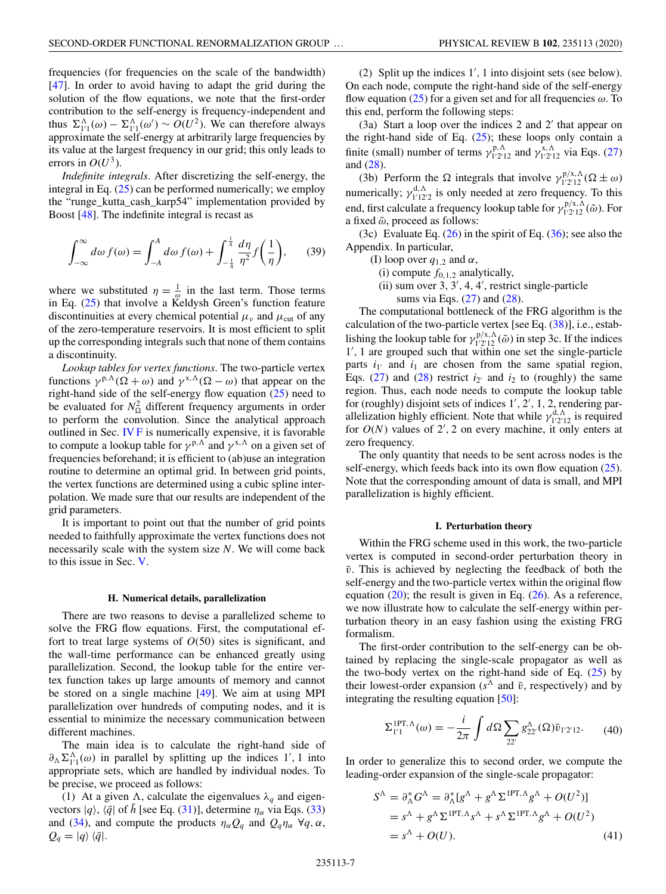frequencies (for frequencies on the scale of the bandwidth) [47]. In order to avoid having to adapt the grid during the solution of the flow equations, we note that the first-order contribution to the self-energy is frequency-independent and thus $\Sigma^{\Lambda}_{1'1}(\omega) - \Sigma^{\Lambda}_{1'1}(\omega') \sim O(U^2)$. We can therefore always approximate the self-energy at arbitrarily large frequencies by its value at the largest frequency in our grid; this only leads to errors in $O(U^3)$.

*Indefinite integrals*. After discretizing the self-energy, the integral in Eq. (25) can be performed numerically; we employ the "runge_kutta_cash_karp54" implementation provided by Boost [48]. The indefinite integral is recast as

$$\int_{-\infty}^{\infty} d\omega\, f(\omega) = \int_{-A}^{A} d\omega\, f(\omega) + \int_{-\frac{1}{A}}^{\frac{1}{A}} \frac{d\eta}{\eta^2} f\left(\frac{1}{\eta}\right), \tag{39}$$

where we substituted $\eta = \frac{1}{\omega}$ in the last term. Those terms in Eq. (25) that involve a Keldysh Green's function feature discontinuities at every chemical potential $\mu_\nu$ and $\mu_{\rm cut}$ of any of the zero-temperature reservoirs. It is most efficient to split up the corresponding integrals such that none of them contains a discontinuity.

*Lookup tables for vertex functions*. The two-particle vertex functions $\gamma^{\mathrm{p},\Lambda}(\Omega+\omega)$ and $\gamma^{\mathrm{x},\Lambda}(\Omega-\omega)$ that appear on the right-hand side of the self-energy flow equation (25) need to be evaluated for $N_\Omega^2$ different frequency arguments in order to perform the convolution. Since the analytical approach outlined in Sec. IV F is numerically expensive, it is favorable to compute a lookup table for $\gamma^{\mathrm{p},\Lambda}$ and $\gamma^{\mathrm{x},\Lambda}$ on a given set of frequencies beforehand; it is efficient to (ab)use an integration routine to determine an optimal grid. In between grid points, the vertex functions are determined using a cubic spline interpolation. We made sure that our results are independent of the grid parameters.

It is important to point out that the number of grid points needed to faithfully approximate the vertex functions does not necessarily scale with the system size $N$. We will come back to this issue in Sec. V.

### H. Numerical details, parallelization

There are two reasons to devise a parallelized scheme to solve the FRG flow equations. First, the computational effort to treat large systems of $O(50)$ sites is significant, and the wall-time performance can be enhanced greatly using parallelization. Second, the lookup table for the entire vertex function takes up large amounts of memory and cannot be stored on a single machine [49]. We aim at using MPI parallelization over hundreds of computing nodes, and it is essential to minimize the necessary communication between different machines.

The main idea is to calculate the right-hand side of $\partial_\Lambda \Sigma^{\Lambda}_{1'1}(\omega)$ in parallel by splitting up the indices $1'$, 1 into appropriate sets, which are handled by individual nodes. To be precise, we proceed as follows:

(1) At a given $\Lambda$, calculate the eigenvalues $\lambda_q$ and eigenvectors $|q\rangle$, $\langle\bar{q}|$ of $\bar{h}$ [see Eq. (31)], determine $\eta_\alpha$ via Eqs. (33) and (34), and compute the products $\eta_\alpha Q_q$ and $Q_q\eta_\alpha$ $\forall q,\alpha$, $Q_q = |q\rangle\langle\bar{q}|$.

(2) Split up the indices $1'$, 1 into disjoint sets (see below). On each node, compute the right-hand side of the self-energy flow equation (25) for a given set and for all frequencies $\omega$. To this end, perform the following steps:

(3a) Start a loop over the indices 2 and $2'$ that appear on the right-hand side of Eq. (25); these loops only contain a finite (small) number of terms $\gamma^{\mathrm{p},\Lambda}_{1'2'12}$ and $\gamma^{\mathrm{x},\Lambda}_{1'2'12}$ via Eqs. (27) and (28).

(3b) Perform the $\Omega$ integrals that involve $\gamma^{\mathrm{p/x},\Lambda}_{1'2'12}(\Omega\pm\omega)$ numerically; $\gamma^{\mathrm{d},\Lambda}_{1'12'2}$ is only needed at zero frequency. To this end, first calculate a frequency lookup table for $\gamma^{\mathrm{p/x},\Lambda}_{1'2'12}(\tilde{\omega})$. For a fixed $\tilde{\omega}$, proceed as follows:

(3c) Evaluate Eq. (26) in the spirit of Eq. (36); see also the Appendix. In particular,

(I) loop over $q_{1,2}$ and $\alpha$,

(i) compute $f_{0,1,2}$ analytically,

(ii) sum over 3, $3'$, 4, $4'$, restrict single-particle sums via Eqs. (27) and (28).

The computational bottleneck of the FRG algorithm is the calculation of the two-particle vertex [see Eq. (38)], i.e., establishing the lookup table for $\gamma^{\mathrm{p/x},\Lambda}_{1'2'12}(\tilde{\omega})$ in step 3c. If the indices $1'$, 1 are grouped such that within one set the single-particle parts $i_{1'}$ and $i_1$ are chosen from the same spatial region, Eqs. (27) and (28) restrict $i_{2'}$ and $i_2$ to (roughly) the same region. Thus, each node needs to compute the lookup table for (roughly) disjoint sets of indices $1'$, $2'$, 1, 2, rendering parallelization highly efficient. Note that while $\gamma^{\mathrm{d},\Lambda}_{1'2'12}$ is required for $O(N)$ values of $2'$, 2 on every machine, it only enters at zero frequency.

The only quantity that needs to be sent across nodes is the self-energy, which feeds back into its own flow equation (25). Note that the corresponding amount of data is small, and MPI parallelization is highly efficient.

### I. Perturbation theory

Within the FRG scheme used in this work, the two-particle vertex is computed in second-order perturbation theory in $\bar{v}$. This is achieved by neglecting the feedback of both the self-energy and the two-particle vertex within the original flow equation (20); the result is given in Eq. (26). As a reference, we now illustrate how to calculate the self-energy within perturbation theory in an easy fashion using the existing FRG formalism.

The first-order contribution to the self-energy can be obtained by replacing the single-scale propagator as well as the two-body vertex on the right-hand side of Eq. (25) by their lowest-order expansion ($s^\Lambda$ and $\bar{v}$, respectively) and by integrating the resulting equation [50]:

$$\Sigma^{\mathrm{1PT},\Lambda}_{1'1}(\omega) = -\frac{i}{2\pi}\int d\Omega \sum_{22'} g^{\Lambda}_{22'}(\Omega)\bar{v}_{1'2'12}. \tag{40}$$

In order to generalize this to second order, we compute the leading-order expansion of the single-scale propagator:

$$\begin{aligned}
S^\Lambda &= \partial^*_\Lambda G^\Lambda = \partial^*_\Lambda[g^\Lambda + g^\Lambda\Sigma^{\mathrm{1PT},\Lambda}g^\Lambda + O(U^2)] \\
&= s^\Lambda + g^\Lambda\Sigma^{\mathrm{1PT},\Lambda}s^\Lambda + s^\Lambda\Sigma^{\mathrm{1PT},\Lambda}g^\Lambda + O(U^2) \\
&= s^\Lambda + O(U).
\end{aligned} \tag{41}$$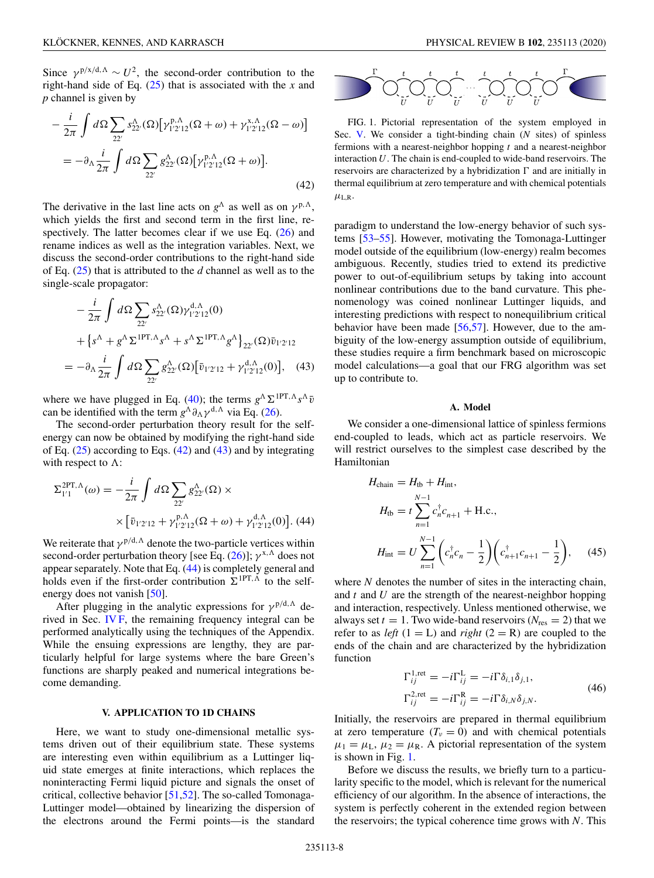Since $\gamma^{\mathrm{p/x/d},\Lambda} \sim U^2$, the second-order contribution to the right-hand side of Eq. (25) that is associated with the $x$ and $p$ channel is given by

$$
\begin{aligned}
&-\frac{i}{2\pi}\int d\Omega \sum_{22'} s^{\Lambda}_{22'}(\Omega)\big[\gamma^{\mathrm{p},\Lambda}_{1'2'12}(\Omega+\omega)+\gamma^{\mathrm{x},\Lambda}_{1'2'12}(\Omega-\omega)\big]\\
&\quad= -\partial_\Lambda \frac{i}{2\pi}\int d\Omega \sum_{22'} g^{\Lambda}_{22'}(\Omega)\big[\gamma^{\mathrm{p},\Lambda}_{1'2'12}(\Omega+\omega)\big].
\end{aligned}
\tag{42}
$$

The derivative in the last line acts on $g^\Lambda$ as well as on $\gamma^{\mathrm{p},\Lambda}$, which yields the first and second term in the first line, respectively. The latter becomes clear if we use Eq. (26) and rename indices as well as the integration variables. Next, we discuss the second-order contributions to the right-hand side of Eq. (25) that is attributed to the $d$ channel as well as to the single-scale propagator:

$$
\begin{aligned}
&-\frac{i}{2\pi}\int d\Omega \sum_{22'} s^{\Lambda}_{22'}(\Omega)\gamma^{\mathrm{d},\Lambda}_{1'2'12}(0)\\
&\quad+\big\{s^\Lambda + g^\Lambda\Sigma^{\mathrm{1PT},\Lambda}s^\Lambda + s^\Lambda\Sigma^{\mathrm{1PT},\Lambda}g^\Lambda\big\}_{22'}(\Omega)\bar{v}_{1'2'12}\\
&= -\partial_\Lambda \frac{i}{2\pi}\int d\Omega \sum_{22'} g^{\Lambda}_{22'}(\Omega)\big[\bar{v}_{1'2'12}+\gamma^{\mathrm{d},\Lambda}_{1'2'12}(0)\big],
\end{aligned}
\tag{43}
$$

where we have plugged in Eq. (40); the terms $g^\Lambda\Sigma^{\mathrm{1PT},\Lambda}s^\Lambda\bar{v}$ can be identified with the term $g^\Lambda\partial_\Lambda\gamma^{\mathrm{d},\Lambda}$ via Eq. (26).

The second-order perturbation theory result for the self-energy can now be obtained by modifying the right-hand side of Eq. (25) according to Eqs. (42) and (43) and by integrating with respect to $\Lambda$:

$$
\begin{aligned}
\Sigma^{\mathrm{2PT},\Lambda}_{1'1}(\omega) = &-\frac{i}{2\pi}\int d\Omega \sum_{22'} g^{\Lambda}_{22'}(\Omega)\times\\
&\times\big[\bar{v}_{1'2'12}+\gamma^{\mathrm{p},\Lambda}_{1'2'12}(\Omega+\omega)+\gamma^{\mathrm{d},\Lambda}_{1'2'12}(0)\big].
\end{aligned}
\tag{44}
$$

We reiterate that $\gamma^{\mathrm{p/d},\Lambda}$ denote the two-particle vertices within second-order perturbation theory [see Eq. (26)]; $\gamma^{\mathrm{x},\Lambda}$ does not appear separately. Note that Eq. (44) is completely general and holds even if the first-order contribution $\Sigma^{\mathrm{1PT},\Lambda}$ to the self-energy does not vanish [50].

After plugging in the analytic expressions for $\gamma^{\mathrm{p/d},\Lambda}$ derived in Sec. IV F, the remaining frequency integral can be performed analytically using the techniques of the Appendix. While the ensuing expressions are lengthy, they are particularly helpful for large systems where the bare Green's functions are sharply peaked and numerical integrations become demanding.

## V. APPLICATION TO 1D CHAINS

Here, we want to study one-dimensional metallic systems driven out of their equilibrium state. These systems are interesting even within equilibrium as a Luttinger liquid state emerges at finite interactions, which replaces the noninteracting Fermi liquid picture and signals the onset of critical, collective behavior [51,52]. The so-called Tomonaga-Luttinger model—obtained by linearizing the dispersion of the electrons around the Fermi points—is the standard paradigm to understand the low-energy behavior of such systems [53–55]. However, motivating the Tomonaga-Luttinger model outside of the equilibrium (low-energy) realm becomes ambiguous. Recently, studies tried to extend its predictive power to out-of-equilibrium setups by taking into account nonlinear contributions due to the band curvature. This phenomenology was coined nonlinear Luttinger liquids, and interesting predictions with respect to nonequilibrium critical behavior have been made [56,57]. However, due to the ambiguity of the low-energy assumption outside of equilibrium, these studies require a firm benchmark based on microscopic model calculations—a goal that our FRG algorithm was set up to contribute to.

FIG. 1. Pictorial representation of the system employed in Sec. V. We consider a tight-binding chain ($N$ sites) of spinless fermions with a nearest-neighbor hopping $t$ and a nearest-neighbor interaction $U$. The chain is end-coupled to wide-band reservoirs. The reservoirs are characterized by a hybridization $\Gamma$ and are initially in thermal equilibrium at zero temperature and with chemical potentials $\mu_{\mathrm{L,R}}$.

### A. Model

We consider a one-dimensional lattice of spinless fermions end-coupled to leads, which act as particle reservoirs. We will restrict ourselves to the simplest case described by the Hamiltonian

$$
\begin{aligned}
H_{\mathrm{chain}} &= H_{\mathrm{tb}} + H_{\mathrm{int}},\\
H_{\mathrm{tb}} &= t\sum_{n=1}^{N-1} c_n^\dagger c_{n+1} + \mathrm{H.c.},\\
H_{\mathrm{int}} &= U\sum_{n=1}^{N-1}\left(c_n^\dagger c_n - \frac{1}{2}\right)\left(c_{n+1}^\dagger c_{n+1} - \frac{1}{2}\right),
\end{aligned}
\tag{45}
$$

where $N$ denotes the number of sites in the interacting chain, and $t$ and $U$ are the strength of the nearest-neighbor hopping and interaction, respectively. Unless mentioned otherwise, we always set $t = 1$. Two wide-band reservoirs ($N_{\mathrm{res}} = 2$) that we refer to as *left* ($1 = \mathrm{L}$) and *right* ($2 = \mathrm{R}$) are coupled to the ends of the chain and are characterized by the hybridization function

$$
\begin{aligned}
\Gamma^{1,\mathrm{ret}}_{ij} &= -i\Gamma^{\mathrm{L}}_{ij} = -i\Gamma\delta_{i,1}\delta_{j,1},\\
\Gamma^{2,\mathrm{ret}}_{ij} &= -i\Gamma^{\mathrm{R}}_{ij} = -i\Gamma\delta_{i,N}\delta_{j,N}.
\end{aligned}
\tag{46}
$$

Initially, the reservoirs are prepared in thermal equilibrium at zero temperature ($T_\nu = 0$) and with chemical potentials $\mu_1 = \mu_{\mathrm{L}}$, $\mu_2 = \mu_{\mathrm{R}}$. A pictorial representation of the system is shown in Fig. 1.

Before we discuss the results, we briefly turn to a particularity specific to the model, which is relevant for the numerical efficiency of our algorithm. In the absence of interactions, the system is perfectly coherent in the extended region between the reservoirs; the typical coherence time grows with $N$. This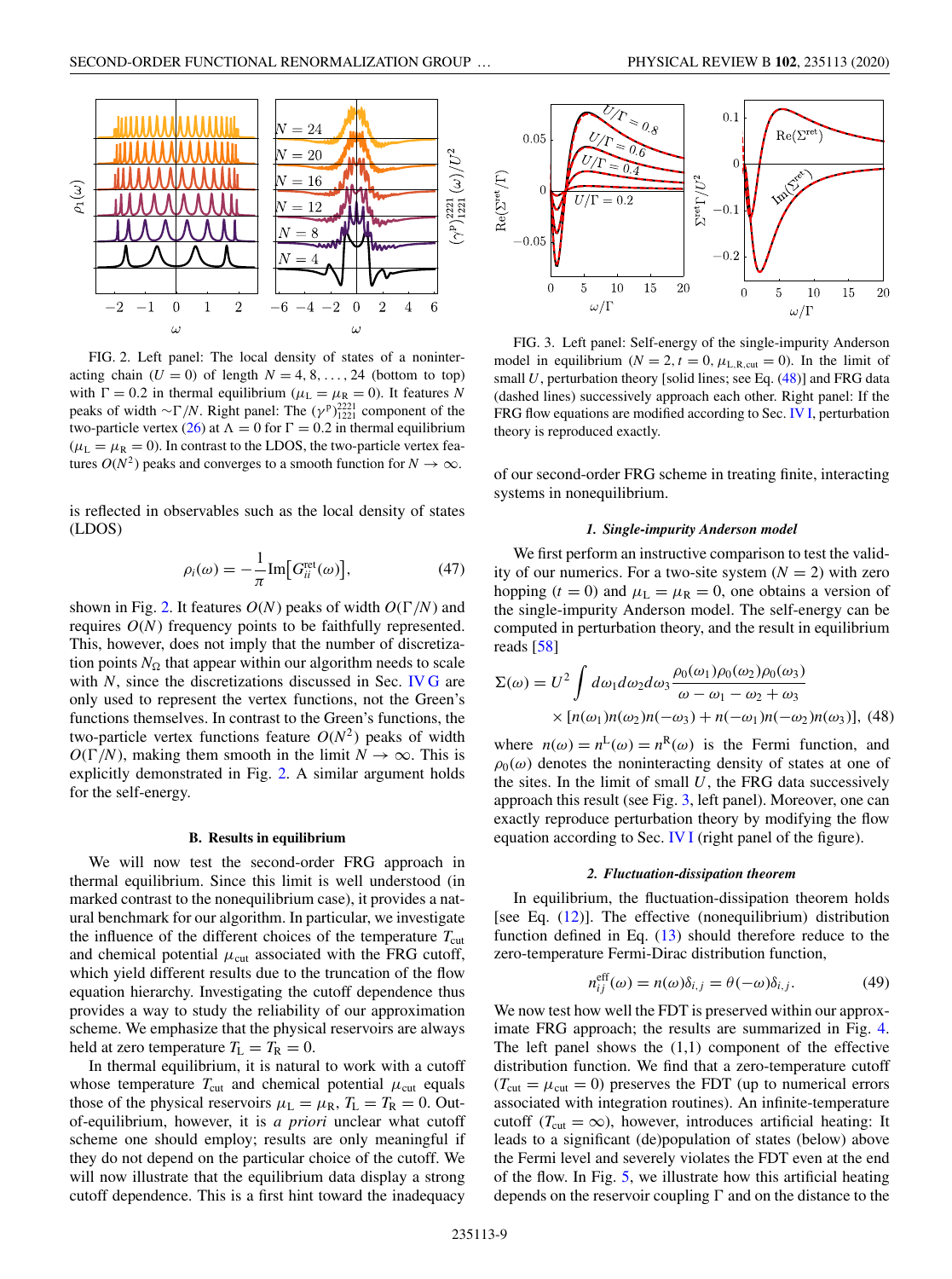FIG. 2. Left panel: The local density of states of a noninteracting chain ($U = 0$) of length $N = 4, 8, \ldots, 24$ (bottom to top) with $\Gamma = 0.2$ in thermal equilibrium ($\mu_L = \mu_R = 0$). It features $N$ peaks of width $\sim\Gamma/N$. Right panel: The $(\gamma^p)^{2221}_{1221}$ component of the two-particle vertex (26) at $\Lambda = 0$ for $\Gamma = 0.2$ in thermal equilibrium ($\mu_L = \mu_R = 0$). In contrast to the LDOS, the two-particle vertex features $O(N^2)$ peaks and converges to a smooth function for $N \to \infty$.

is reflected in observables such as the local density of states (LDOS)

$$\rho_i(\omega) = -\frac{1}{\pi}\text{Im}\big[G^{\text{ret}}_{ii}(\omega)\big], \tag{47}$$

shown in Fig. 2. It features $O(N)$ peaks of width $O(\Gamma/N)$ and requires $O(N)$ frequency points to be faithfully represented. This, however, does not imply that the number of discretization points $N_\Omega$ that appear within our algorithm needs to scale with $N$, since the discretizations discussed in Sec. IV G are only used to represent the vertex functions, not the Green's functions themselves. In contrast to the Green's functions, the two-particle vertex functions feature $O(N^2)$ peaks of width $O(\Gamma/N)$, making them smooth in the limit $N \to \infty$. This is explicitly demonstrated in Fig. 2. A similar argument holds for the self-energy.

### B. Results in equilibrium

We will now test the second-order FRG approach in thermal equilibrium. Since this limit is well understood (in marked contrast to the nonequilibrium case), it provides a natural benchmark for our algorithm. In particular, we investigate the influence of the different choices of the temperature $T_{\text{cut}}$ and chemical potential $\mu_{\text{cut}}$ associated with the FRG cutoff, which yield different results due to the truncation of the flow equation hierarchy. Investigating the cutoff dependence thus provides a way to study the reliability of our approximation scheme. We emphasize that the physical reservoirs are always held at zero temperature $T_L = T_R = 0$.

In thermal equilibrium, it is natural to work with a cutoff whose temperature $T_{\text{cut}}$ and chemical potential $\mu_{\text{cut}}$ equals those of the physical reservoirs $\mu_L = \mu_R$, $T_L = T_R = 0$. Out-of-equilibrium, however, it is *a priori* unclear what cutoff scheme one should employ; results are only meaningful if they do not depend on the particular choice of the cutoff. We will now illustrate that the equilibrium data display a strong cutoff dependence. This is a first hint toward the inadequacy of our second-order FRG scheme in treating finite, interacting systems in nonequilibrium.

FIG. 3. Left panel: Self-energy of the single-impurity Anderson model in equilibrium ($N = 2, t = 0, \mu_{\text{L,R,cut}} = 0$). In the limit of small $U$, perturbation theory [solid lines; see Eq. (48)] and FRG data (dashed lines) successively approach each other. Right panel: If the FRG flow equations are modified according to Sec. IV I, perturbation theory is reproduced exactly.

#### 1. Single-impurity Anderson model

We first perform an instructive comparison to test the validity of our numerics. For a two-site system ($N = 2$) with zero hopping ($t = 0$) and $\mu_L = \mu_R = 0$, one obtains a version of the single-impurity Anderson model. The self-energy can be computed in perturbation theory, and the result in equilibrium reads [58]

$$\Sigma(\omega) = U^2 \int d\omega_1 d\omega_2 d\omega_3 \frac{\rho_0(\omega_1)\rho_0(\omega_2)\rho_0(\omega_3)}{\omega - \omega_1 - \omega_2 + \omega_3} \times [n(\omega_1)n(\omega_2)n(-\omega_3) + n(-\omega_1)n(-\omega_2)n(\omega_3)], \tag{48}$$

where $n(\omega) = n^L(\omega) = n^R(\omega)$ is the Fermi function, and $\rho_0(\omega)$ denotes the noninteracting density of states at one of the sites. In the limit of small $U$, the FRG data successively approach this result (see Fig. 3, left panel). Moreover, one can exactly reproduce perturbation theory by modifying the flow equation according to Sec. IV I (right panel of the figure).

#### 2. Fluctuation-dissipation theorem

In equilibrium, the fluctuation-dissipation theorem holds [see Eq. (12)]. The effective (nonequilibrium) distribution function defined in Eq. (13) should therefore reduce to the zero-temperature Fermi-Dirac distribution function,

$$n^{\text{eff}}_{ij}(\omega) = n(\omega)\delta_{i,j} = \theta(-\omega)\delta_{i,j}. \tag{49}$$

We now test how well the FDT is preserved within our approximate FRG approach; the results are summarized in Fig. 4. The left panel shows the (1,1) component of the effective distribution function. We find that a zero-temperature cutoff ($T_{\text{cut}} = \mu_{\text{cut}} = 0$) preserves the FDT (up to numerical errors associated with integration routines). An infinite-temperature cutoff ($T_{\text{cut}} = \infty$), however, introduces artificial heating: It leads to a significant (de)population of states (below) above the Fermi level and severely violates the FDT even at the end of the flow. In Fig. 5, we illustrate how this artificial heating depends on the reservoir coupling $\Gamma$ and on the distance to the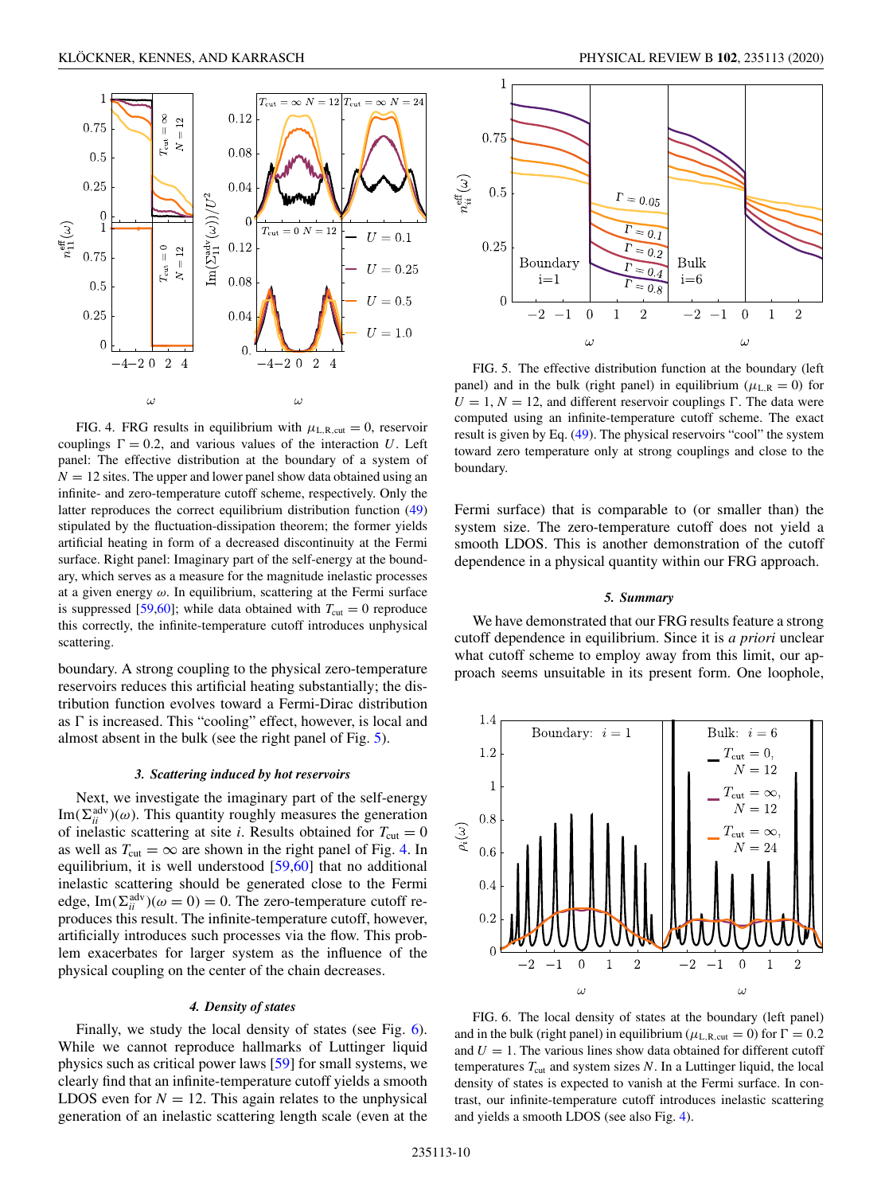FIG. 4. FRG results in equilibrium with $\mu_{\mathrm{L,R,cut}} = 0$, reservoir couplings $\Gamma = 0.2$, and various values of the interaction $U$. Left panel: The effective distribution at the boundary of a system of $N = 12$ sites. The upper and lower panel show data obtained using an infinite- and zero-temperature cutoff scheme, respectively. Only the latter reproduces the correct equilibrium distribution function (49) stipulated by the fluctuation-dissipation theorem; the former yields artificial heating in form of a decreased discontinuity at the Fermi surface. Right panel: Imaginary part of the self-energy at the boundary, which serves as a measure for the magnitude inelastic processes at a given energy $\omega$. In equilibrium, scattering at the Fermi surface is suppressed [59,60]; while data obtained with $T_{\mathrm{cut}} = 0$ reproduce this correctly, the infinite-temperature cutoff introduces unphysical scattering.

boundary. A strong coupling to the physical zero-temperature reservoirs reduces this artificial heating substantially; the distribution function evolves toward a Fermi-Dirac distribution as $\Gamma$ is increased. This "cooling" effect, however, is local and almost absent in the bulk (see the right panel of Fig. 5).

FIG. 5. The effective distribution function at the boundary (left panel) and in the bulk (right panel) in equilibrium ($\mu_{\mathrm{L,R}} = 0$) for $U = 1$, $N = 12$, and different reservoir couplings $\Gamma$. The data were computed using an infinite-temperature cutoff scheme. The exact result is given by Eq. (49). The physical reservoirs "cool" the system toward zero temperature only at strong couplings and close to the boundary.

#### 3. Scattering induced by hot reservoirs

Next, we investigate the imaginary part of the self-energy $\mathrm{Im}(\Sigma_{ii}^{\mathrm{adv}})(\omega)$. This quantity roughly measures the generation of inelastic scattering at site $i$. Results obtained for $T_{\mathrm{cut}} = 0$ as well as $T_{\mathrm{cut}} = \infty$ are shown in the right panel of Fig. 4. In equilibrium, it is well understood [59,60] that no additional inelastic scattering should be generated close to the Fermi edge, $\mathrm{Im}(\Sigma_{ii}^{\mathrm{adv}})(\omega = 0) = 0$. The zero-temperature cutoff reproduces this result. The infinite-temperature cutoff, however, artificially introduces such processes via the flow. This problem exacerbates for larger system as the influence of the physical coupling on the center of the chain decreases.

#### 4. Density of states

Finally, we study the local density of states (see Fig. 6). While we cannot reproduce hallmarks of Luttinger liquid physics such as critical power laws [59] for small systems, we clearly find that an infinite-temperature cutoff yields a smooth LDOS even for $N = 12$. This again relates to the unphysical generation of an inelastic scattering length scale (even at the Fermi surface) that is comparable to (or smaller than) the system size. The zero-temperature cutoff does not yield a smooth LDOS. This is another demonstration of the cutoff dependence in a physical quantity within our FRG approach.

#### 5. Summary

We have demonstrated that our FRG results feature a strong cutoff dependence in equilibrium. Since it is *a priori* unclear what cutoff scheme to employ away from this limit, our approach seems unsuitable in its present form. One loophole,

FIG. 6. The local density of states at the boundary (left panel) and in the bulk (right panel) in equilibrium ($\mu_{\mathrm{L,R,cut}} = 0$) for $\Gamma = 0.2$ and $U = 1$. The various lines show data obtained for different cutoff temperatures $T_{\mathrm{cut}}$ and system sizes $N$. In a Luttinger liquid, the local density of states is expected to vanish at the Fermi surface. In contrast, our infinite-temperature cutoff introduces inelastic scattering and yields a smooth LDOS (see also Fig. 4).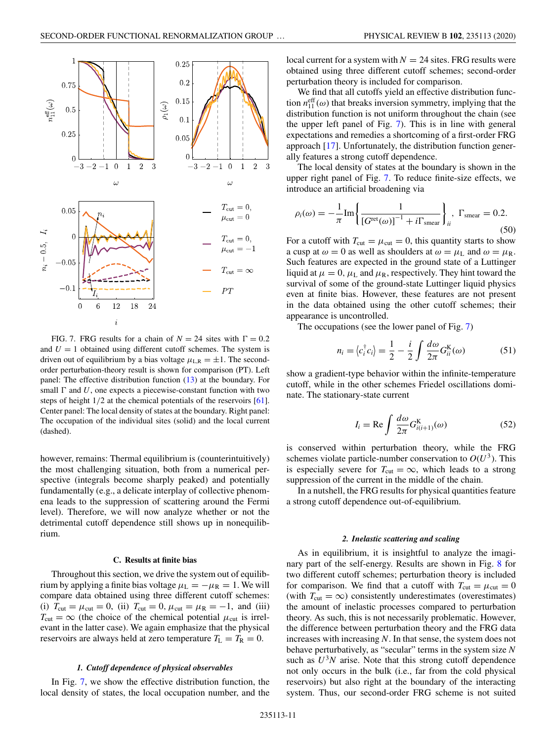FIG. 7. FRG results for a chain of $N = 24$ sites with $\Gamma = 0.2$ and $U = 1$ obtained using different cutoff schemes. The system is driven out of equilibrium by a bias voltage $\mu_{L,R} = \pm 1$. The second-order perturbation-theory result is shown for comparison (PT). Left panel: The effective distribution function (13) at the boundary. For small $\Gamma$ and $U$, one expects a piecewise-constant function with two steps of height 1/2 at the chemical potentials of the reservoirs [61]. Center panel: The local density of states at the boundary. Right panel: The occupation of the individual sites (solid) and the local current (dashed).

however, remains: Thermal equilibrium is (counterintuitively) the most challenging situation, both from a numerical perspective (integrals become sharply peaked) and potentially fundamentally (e.g., a delicate interplay of collective phenomena leads to the suppression of scattering around the Fermi level). Therefore, we will now analyze whether or not the detrimental cutoff dependence still shows up in nonequilibrium.

## C. Results at finite bias

Throughout this section, we drive the system out of equilibrium by applying a finite bias voltage $\mu_L = -\mu_R = 1$. We will compare data obtained using three different cutoff schemes: (i) $T_{\text{cut}} = \mu_{\text{cut}} = 0$, (ii) $T_{\text{cut}} = 0$, $\mu_{\text{cut}} = \mu_R = -1$, and (iii) $T_{\text{cut}} = \infty$ (the choice of the chemical potential $\mu_{\text{cut}}$ is irrelevant in the latter case). We again emphasize that the physical reservoirs are always held at zero temperature $T_L = T_R = 0$.

### *1. Cutoff dependence of physical observables*

In Fig. 7, we show the effective distribution function, the local density of states, the local occupation number, and the local current for a system with $N = 24$ sites. FRG results were obtained using three different cutoff schemes; second-order perturbation theory is included for comparison.

We find that all cutoffs yield an effective distribution function $n_{11}^{\text{eff}}(\omega)$ that breaks inversion symmetry, implying that the distribution function is not uniform throughout the chain (see the upper left panel of Fig. 7). This is in line with general expectations and remedies a shortcoming of a first-order FRG approach [17]. Unfortunately, the distribution function generally features a strong cutoff dependence.

The local density of states at the boundary is shown in the upper right panel of Fig. 7. To reduce finite-size effects, we introduce an artificial broadening via

$$\rho_i(\omega) = -\frac{1}{\pi}\text{Im}\left\{\frac{1}{[G^{\text{ret}}(\omega)]^{-1} + i\Gamma_{\text{smear}}}\right\}_{ii}, \quad \Gamma_{\text{smear}} = 0.2. \tag{50}$$

For a cutoff with $T_{\text{cut}} = \mu_{\text{cut}} = 0$, this quantity starts to show a cusp at $\omega = 0$ as well as shoulders at $\omega = \mu_L$ and $\omega = \mu_R$. Such features are expected in the ground state of a Luttinger liquid at $\mu = 0$, $\mu_L$ and $\mu_R$, respectively. They hint toward the survival of some of the ground-state Luttinger liquid physics even at finite bias. However, these features are not present in the data obtained using the other cutoff schemes; their appearance is uncontrolled.

The occupations (see the lower panel of Fig. 7)

$$n_i = \langle c_i^\dagger c_i \rangle = \frac{1}{2} - \frac{i}{2}\int \frac{d\omega}{2\pi} G_{ii}^K(\omega) \tag{51}$$

show a gradient-type behavior within the infinite-temperature cutoff, while in the other schemes Friedel oscillations dominate. The stationary-state current

$$I_i = \text{Re}\int \frac{d\omega}{2\pi} G_{i(i+1)}^K(\omega) \tag{52}$$

is conserved within perturbation theory, while the FRG schemes violate particle-number conservation to $O(U^3)$. This is especially severe for $T_{\text{cut}} = \infty$, which leads to a strong suppression of the current in the middle of the chain.

In a nutshell, the FRG results for physical quantities feature a strong cutoff dependence out-of-equilibrium.

### *2. Inelastic scattering and scaling*

As in equilibrium, it is insightful to analyze the imaginary part of the self-energy. Results are shown in Fig. 8 for two different cutoff schemes; perturbation theory is included for comparison. We find that a cutoff with $T_{\text{cut}} = \mu_{\text{cut}} = 0$ (with $T_{\text{cut}} = \infty$) consistently underestimates (overestimates) the amount of inelastic processes compared to perturbation theory. As such, this is not necessarily problematic. However, the difference between perturbation theory and the FRG data increases with increasing $N$. In that sense, the system does not behave perturbatively, as "secular" terms in the system size $N$ such as $U^3N$ arise. Note that this strong cutoff dependence not only occurs in the bulk (i.e., far from the cold physical reservoirs) but also right at the boundary of the interacting system. Thus, our second-order FRG scheme is not suited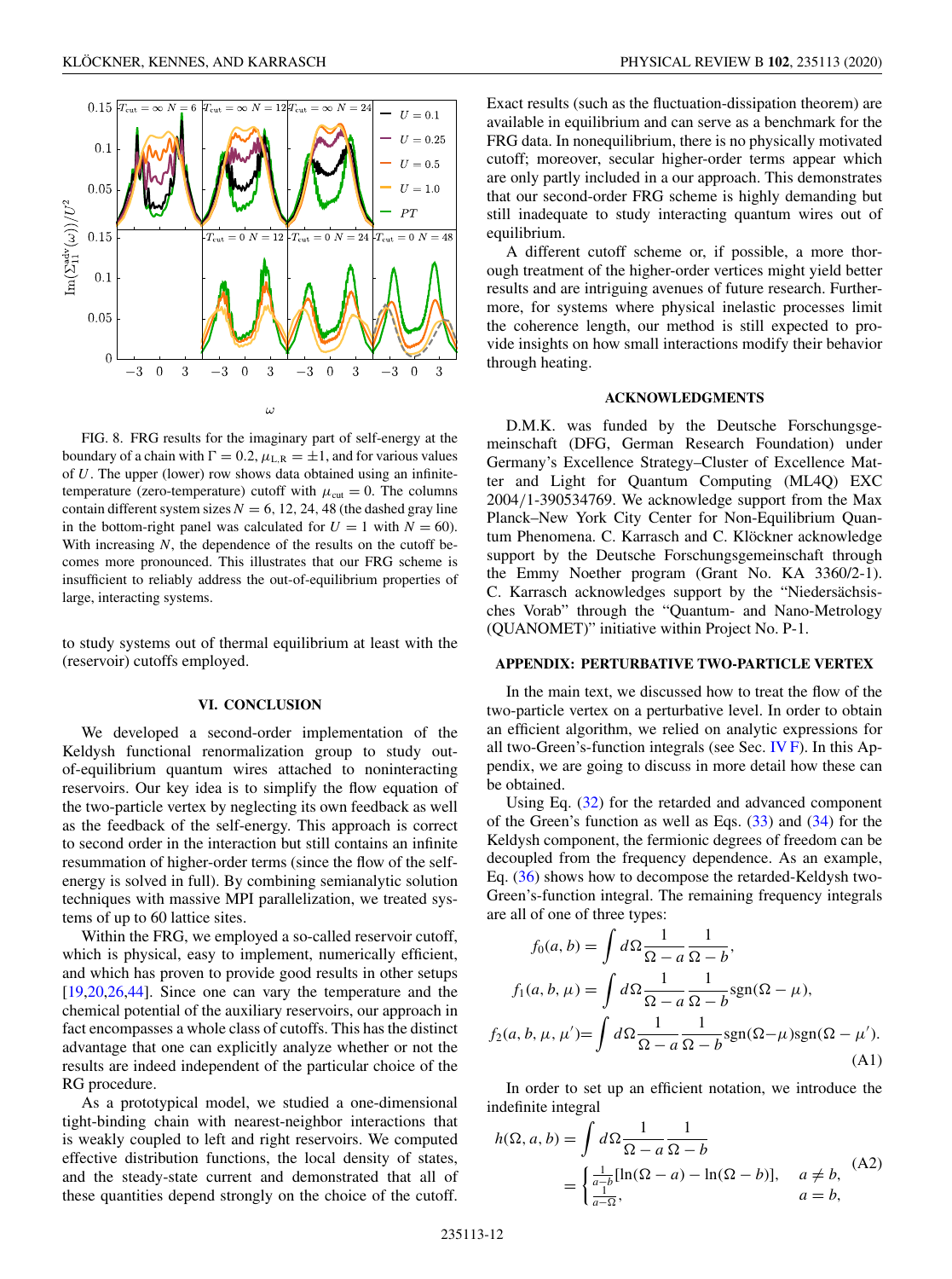FIG. 8. FRG results for the imaginary part of self-energy at the boundary of a chain with $\Gamma = 0.2$, $\mu_{L,R} = \pm 1$, and for various values of $U$. The upper (lower) row shows data obtained using an infinite-temperature (zero-temperature) cutoff with $\mu_{cut} = 0$. The columns contain different system sizes $N = 6, 12, 24, 48$ (the dashed gray line in the bottom-right panel was calculated for $U = 1$ with $N = 60$). With increasing $N$, the dependence of the results on the cutoff becomes more pronounced. This illustrates that our FRG scheme is insufficient to reliably address the out-of-equilibrium properties of large, interacting systems.

to study systems out of thermal equilibrium at least with the (reservoir) cutoffs employed.

## VI. CONCLUSION

We developed a second-order implementation of the Keldysh functional renormalization group to study out-of-equilibrium quantum wires attached to noninteracting reservoirs. Our key idea is to simplify the flow equation of the two-particle vertex by neglecting its own feedback as well as the feedback of the self-energy. This approach is correct to second order in the interaction but still contains an infinite resummation of higher-order terms (since the flow of the self-energy is solved in full). By combining semianalytic solution techniques with massive MPI parallelization, we treated systems of up to 60 lattice sites.

Within the FRG, we employed a so-called reservoir cutoff, which is physical, easy to implement, numerically efficient, and which has proven to provide good results in other setups [19,20,26,44]. Since one can vary the temperature and the chemical potential of the auxiliary reservoirs, our approach in fact encompasses a whole class of cutoffs. This has the distinct advantage that one can explicitly analyze whether or not the results are indeed independent of the particular choice of the RG procedure.

As a prototypical model, we studied a one-dimensional tight-binding chain with nearest-neighbor interactions that is weakly coupled to left and right reservoirs. We computed effective distribution functions, the local density of states, and the steady-state current and demonstrated that all of these quantities depend strongly on the choice of the cutoff. Exact results (such as the fluctuation-dissipation theorem) are available in equilibrium and can serve as a benchmark for the FRG data. In nonequilibrium, there is no physically motivated cutoff; moreover, secular higher-order terms appear which are only partly included in a our approach. This demonstrates that our second-order FRG scheme is highly demanding but still inadequate to study interacting quantum wires out of equilibrium.

A different cutoff scheme or, if possible, a more thorough treatment of the higher-order vertices might yield better results and are intriguing avenues of future research. Furthermore, for systems where physical inelastic processes limit the coherence length, our method is still expected to provide insights on how small interactions modify their behavior through heating.

### ACKNOWLEDGMENTS

D.M.K. was funded by the Deutsche Forschungsgemeinschaft (DFG, German Research Foundation) under Germany's Excellence Strategy–Cluster of Excellence Matter and Light for Quantum Computing (ML4Q) EXC 2004/1-390534769. We acknowledge support from the Max Planck–New York City Center for Non-Equilibrium Quantum Phenomena. C. Karrasch and C. Klöckner acknowledge support by the Deutsche Forschungsgemeinschaft through the Emmy Noether program (Grant No. KA 3360/2-1). C. Karrasch acknowledges support by the "Niedersächsisches Vorab" through the "Quantum- and Nano-Metrology (QUANOMET)" initiative within Project No. P-1.

### APPENDIX: PERTURBATIVE TWO-PARTICLE VERTEX

In the main text, we discussed how to treat the flow of the two-particle vertex on a perturbative level. In order to obtain an efficient algorithm, we relied on analytic expressions for all two-Green's-function integrals (see Sec. IV F). In this Appendix, we are going to discuss in more detail how these can be obtained.

Using Eq. (32) for the retarded and advanced component of the Green's function as well as Eqs. (33) and (34) for the Keldysh component, the fermionic degrees of freedom can be decoupled from the frequency dependence. As an example, Eq. (36) shows how to decompose the retarded-Keldysh two-Green's-function integral. The remaining frequency integrals are all of one of three types:

$$f_0(a,b) = \int d\Omega \frac{1}{\Omega - a}\frac{1}{\Omega - b},$$
$$f_1(a,b,\mu) = \int d\Omega \frac{1}{\Omega - a}\frac{1}{\Omega - b}\operatorname{sgn}(\Omega - \mu),$$
$$f_2(a,b,\mu,\mu') = \int d\Omega \frac{1}{\Omega - a}\frac{1}{\Omega - b}\operatorname{sgn}(\Omega - \mu)\operatorname{sgn}(\Omega - \mu'). \tag{A1}$$

In order to set up an efficient notation, we introduce the indefinite integral

$$h(\Omega,a,b) = \int d\Omega \frac{1}{\Omega - a}\frac{1}{\Omega - b} = \begin{cases} \frac{1}{a-b}[\ln(\Omega - a) - \ln(\Omega - b)], & a \neq b, \\ \frac{1}{a-\Omega}, & a = b, \end{cases} \tag{A2}$$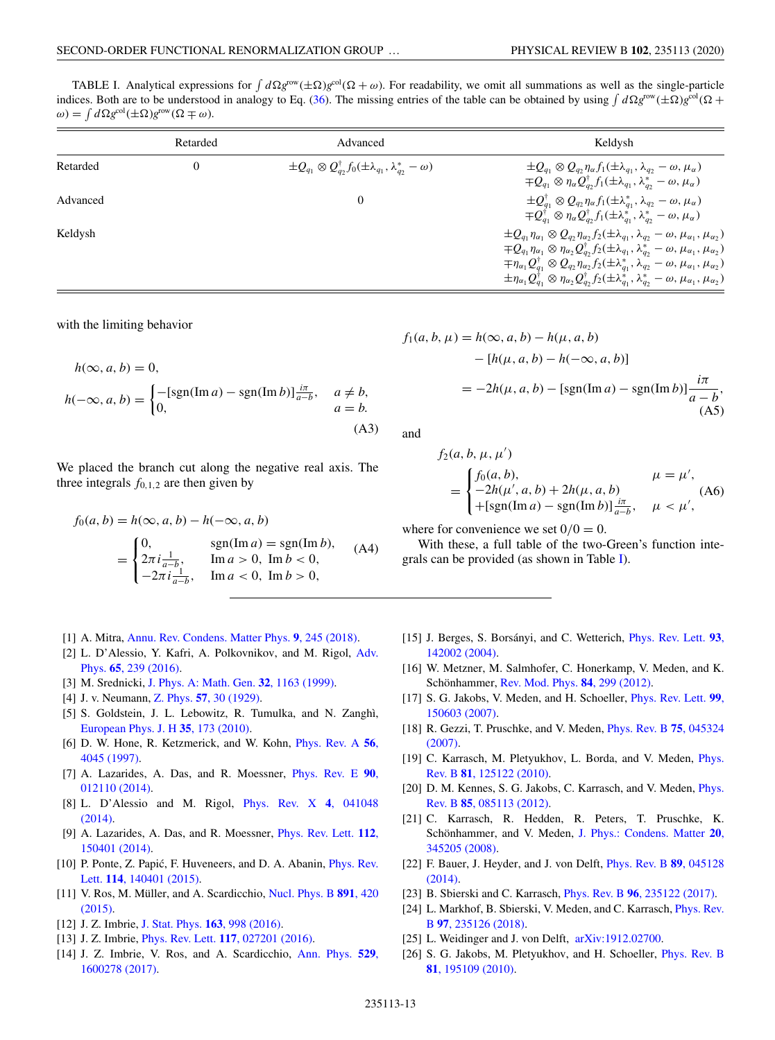TABLE I. Analytical expressions for $\int d\Omega g^{\text{row}}(\pm\Omega)g^{\text{col}}(\Omega+\omega)$. For readability, we omit all summations as well as the single-particle indices. Both are to be understood in analogy to Eq. (36). The missing entries of the table can be obtained by using $\int d\Omega g^{\text{row}}(\pm\Omega)g^{\text{col}}(\Omega+\omega) = \int d\Omega g^{\text{col}}(\pm\Omega)g^{\text{row}}(\Omega\mp\omega)$.

| | Retarded | Advanced | Keldysh |
|---|---|---|---|
| Retarded | 0 | $\pm Q_{q_1}\otimes Q^\dagger_{q_2} f_0(\pm\lambda_{q_1},\lambda^*_{q_2}-\omega)$ | $\pm Q_{q_1}\otimes Q_{q_2}\eta_\alpha f_1(\pm\lambda_{q_1},\lambda_{q_2}-\omega,\mu_\alpha)$ $\mp Q_{q_1}\otimes \eta_\alpha Q^\dagger_{q_2} f_1(\pm\lambda_{q_1},\lambda^*_{q_2}-\omega,\mu_\alpha)$ |
| Advanced | | 0 | $\pm Q^\dagger_{q_1}\otimes Q_{q_2}\eta_\alpha f_1(\pm\lambda^*_{q_1},\lambda_{q_2}-\omega,\mu_\alpha)$ $\mp Q^\dagger_{q_1}\otimes \eta_\alpha Q^\dagger_{q_2} f_1(\pm\lambda^*_{q_1},\lambda^*_{q_2}-\omega,\mu_\alpha)$ |
| Keldysh | | | $\pm Q_{q_1}\eta_{\alpha_1}\otimes Q_{q_2}\eta_{\alpha_2} f_2(\pm\lambda_{q_1},\lambda_{q_2}-\omega,\mu_{\alpha_1},\mu_{\alpha_2})$ $\mp Q_{q_1}\eta_{\alpha_1}\otimes \eta_{\alpha_2}Q^\dagger_{q_2} f_2(\pm\lambda_{q_1},\lambda^*_{q_2}-\omega,\mu_{\alpha_1},\mu_{\alpha_2})$ $\mp \eta_{\alpha_1}Q^\dagger_{q_1}\otimes Q_{q_2}\eta_{\alpha_2} f_2(\pm\lambda^*_{q_1},\lambda_{q_2}-\omega,\mu_{\alpha_1},\mu_{\alpha_2})$ $\pm \eta_{\alpha_1}Q^\dagger_{q_1}\otimes \eta_{\alpha_2}Q^\dagger_{q_2} f_2(\pm\lambda^*_{q_1},\lambda^*_{q_2}-\omega,\mu_{\alpha_1},\mu_{\alpha_2})$ |

with the limiting behavior

$$h(\infty,a,b)=0,$$
$$h(-\infty,a,b)=\begin{cases}-[\operatorname{sgn}(\operatorname{Im}a)-\operatorname{sgn}(\operatorname{Im}b)]\frac{i\pi}{a-b}, & a\neq b,\\ 0, & a=b.\end{cases} \tag{A3}$$

We placed the branch cut along the negative real axis. The three integrals $f_{0,1,2}$ are then given by

$$f_0(a,b)=h(\infty,a,b)-h(-\infty,a,b)$$
$$=\begin{cases}0, & \operatorname{sgn}(\operatorname{Im}a)=\operatorname{sgn}(\operatorname{Im}b),\\ 2\pi i\frac{1}{a-b}, & \operatorname{Im}a>0,\ \operatorname{Im}b<0,\\ -2\pi i\frac{1}{a-b}, & \operatorname{Im}a<0,\ \operatorname{Im}b>0,\end{cases} \tag{A4}$$

$$f_1(a,b,\mu)=h(\infty,a,b)-h(\mu,a,b)$$
$$-[h(\mu,a,b)-h(-\infty,a,b)]$$
$$=-2h(\mu,a,b)-[\operatorname{sgn}(\operatorname{Im}a)-\operatorname{sgn}(\operatorname{Im}b)]\frac{i\pi}{a-b}, \tag{A5}$$

and

$$f_2(a,b,\mu,\mu')=\begin{cases}f_0(a,b), & \mu=\mu',\\ -2h(\mu',a,b)+2h(\mu,a,b) & \\ +[\operatorname{sgn}(\operatorname{Im}a)-\operatorname{sgn}(\operatorname{Im}b)]\frac{i\pi}{a-b}, & \mu<\mu',\end{cases} \tag{A6}$$

where for convenience we set $0/0=0$.

With these, a full table of the two-Green's function integrals can be provided (as shown in Table I).

---

[1] A. Mitra, Annu. Rev. Condens. Matter Phys. **9**, 245 (2018).

[2] L. D'Alessio, Y. Kafri, A. Polkovnikov, and M. Rigol, Adv. Phys. **65**, 239 (2016).

[3] M. Srednicki, J. Phys. A: Math. Gen. **32**, 1163 (1999).

[4] J. v. Neumann, Z. Phys. **57**, 30 (1929).

[5] S. Goldstein, J. L. Lebowitz, R. Tumulka, and N. Zanghì, European Phys. J. H **35**, 173 (2010).

[6] D. W. Hone, R. Ketzmerick, and W. Kohn, Phys. Rev. A **56**, 4045 (1997).

[7] A. Lazarides, A. Das, and R. Moessner, Phys. Rev. E **90**, 012110 (2014).

[8] L. D'Alessio and M. Rigol, Phys. Rev. X **4**, 041048 (2014).

[9] A. Lazarides, A. Das, and R. Moessner, Phys. Rev. Lett. **112**, 150401 (2014).

[10] P. Ponte, Z. Papić, F. Huveneers, and D. A. Abanin, Phys. Rev. Lett. **114**, 140401 (2015).

[11] V. Ros, M. Müller, and A. Scardicchio, Nucl. Phys. B **891**, 420 (2015).

[12] J. Z. Imbrie, J. Stat. Phys. **163**, 998 (2016).

[13] J. Z. Imbrie, Phys. Rev. Lett. **117**, 027201 (2016).

[14] J. Z. Imbrie, V. Ros, and A. Scardicchio, Ann. Phys. **529**, 1600278 (2017).

[15] J. Berges, S. Borsányi, and C. Wetterich, Phys. Rev. Lett. **93**, 142002 (2004).

[16] W. Metzner, M. Salmhofer, C. Honerkamp, V. Meden, and K. Schönhammer, Rev. Mod. Phys. **84**, 299 (2012).

[17] S. G. Jakobs, V. Meden, and H. Schoeller, Phys. Rev. Lett. **99**, 150603 (2007).

[18] R. Gezzi, T. Pruschke, and V. Meden, Phys. Rev. B **75**, 045324 (2007).

[19] C. Karrasch, M. Pletyukhov, L. Borda, and V. Meden, Phys. Rev. B **81**, 125122 (2010).

[20] D. M. Kennes, S. G. Jakobs, C. Karrasch, and V. Meden, Phys. Rev. B **85**, 085113 (2012).

[21] C. Karrasch, R. Hedden, R. Peters, T. Pruschke, K. Schönhammer, and V. Meden, J. Phys.: Condens. Matter **20**, 345205 (2008).

[22] F. Bauer, J. Heyder, and J. von Delft, Phys. Rev. B **89**, 045128 (2014).

[23] B. Sbierski and C. Karrasch, Phys. Rev. B **96**, 235122 (2017).

[24] L. Markhof, B. Sbierski, V. Meden, and C. Karrasch, Phys. Rev. B **97**, 235126 (2018).

[25] L. Weidinger and J. von Delft, arXiv:1912.02700.

[26] S. G. Jakobs, M. Pletyukhov, and H. Schoeller, Phys. Rev. B **81**, 195109 (2010).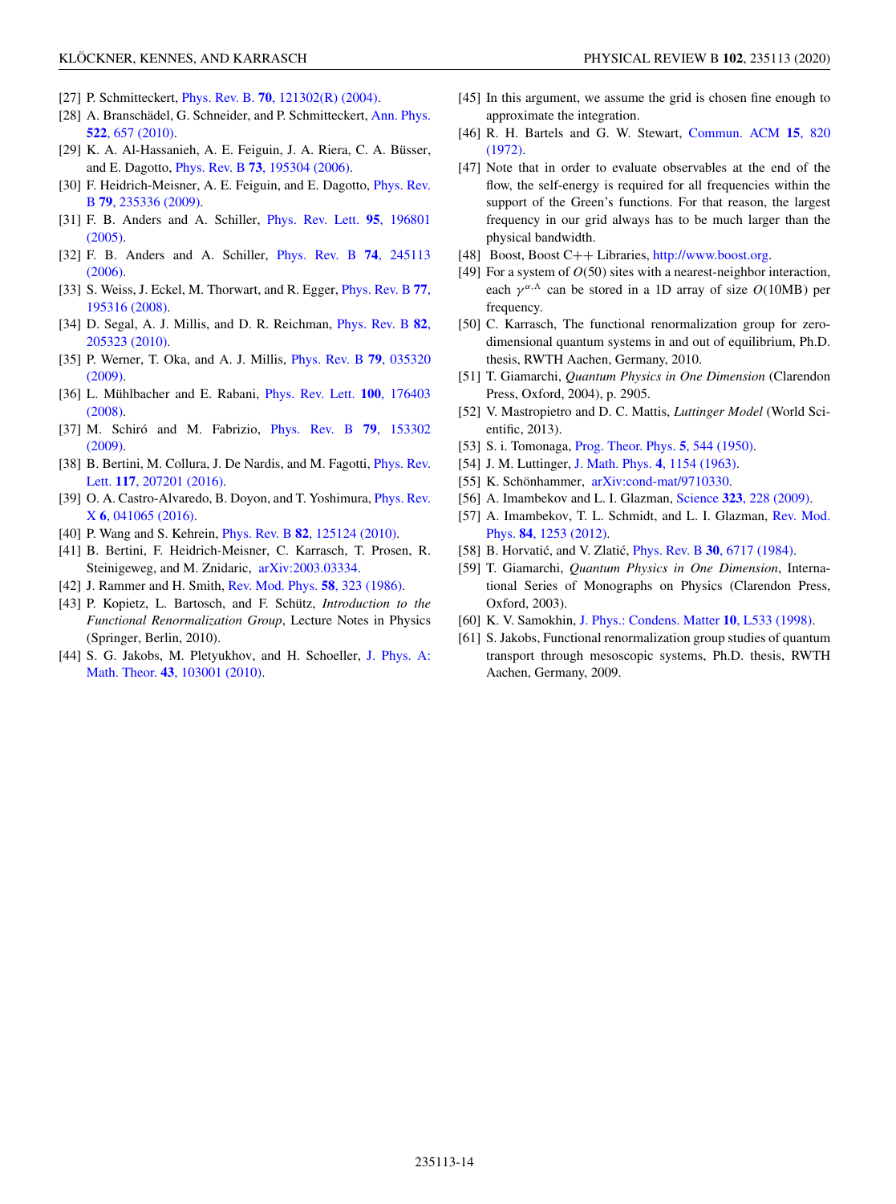[27] P. Schmitteckert, Phys. Rev. B. **70**, 121302(R) (2004).

[28] A. Branschädel, G. Schneider, and P. Schmitteckert, Ann. Phys. **522**, 657 (2010).

[29] K. A. Al-Hassanieh, A. E. Feiguin, J. A. Riera, C. A. Büsser, and E. Dagotto, Phys. Rev. B **73**, 195304 (2006).

[30] F. Heidrich-Meisner, A. E. Feiguin, and E. Dagotto, Phys. Rev. B **79**, 235336 (2009).

[31] F. B. Anders and A. Schiller, Phys. Rev. Lett. **95**, 196801 (2005).

[32] F. B. Anders and A. Schiller, Phys. Rev. B **74**, 245113 (2006).

[33] S. Weiss, J. Eckel, M. Thorwart, and R. Egger, Phys. Rev. B **77**, 195316 (2008).

[34] D. Segal, A. J. Millis, and D. R. Reichman, Phys. Rev. B **82**, 205323 (2010).

[35] P. Werner, T. Oka, and A. J. Millis, Phys. Rev. B **79**, 035320 (2009).

[36] L. Mühlbacher and E. Rabani, Phys. Rev. Lett. **100**, 176403 (2008).

[37] M. Schiró and M. Fabrizio, Phys. Rev. B **79**, 153302 (2009).

[38] B. Bertini, M. Collura, J. De Nardis, and M. Fagotti, Phys. Rev. Lett. **117**, 207201 (2016).

[39] O. A. Castro-Alvaredo, B. Doyon, and T. Yoshimura, Phys. Rev. X **6**, 041065 (2016).

[40] P. Wang and S. Kehrein, Phys. Rev. B **82**, 125124 (2010).

[41] B. Bertini, F. Heidrich-Meisner, C. Karrasch, T. Prosen, R. Steinigeweg, and M. Znidaric, arXiv:2003.03334.

[42] J. Rammer and H. Smith, Rev. Mod. Phys. **58**, 323 (1986).

[43] P. Kopietz, L. Bartosch, and F. Schütz, *Introduction to the Functional Renormalization Group*, Lecture Notes in Physics (Springer, Berlin, 2010).

[44] S. G. Jakobs, M. Pletyukhov, and H. Schoeller, J. Phys. A: Math. Theor. **43**, 103001 (2010).

[45] In this argument, we assume the grid is chosen fine enough to approximate the integration.

[46] R. H. Bartels and G. W. Stewart, Commun. ACM **15**, 820 (1972).

[47] Note that in order to evaluate observables at the end of the flow, the self-energy is required for all frequencies within the support of the Green's functions. For that reason, the largest frequency in our grid always has to be much larger than the physical bandwidth.

[48] Boost, Boost C++ Libraries, http://www.boost.org.

[49] For a system of $O(50)$ sites with a nearest-neighbor interaction, each $\gamma^{\alpha,\Lambda}$ can be stored in a 1D array of size $O(10\text{MB})$ per frequency.

[50] C. Karrasch, The functional renormalization group for zero-dimensional quantum systems in and out of equilibrium, Ph.D. thesis, RWTH Aachen, Germany, 2010.

[51] T. Giamarchi, *Quantum Physics in One Dimension* (Clarendon Press, Oxford, 2004), p. 2905.

[52] V. Mastropietro and D. C. Mattis, *Luttinger Model* (World Scientific, 2013).

[53] S. i. Tomonaga, Prog. Theor. Phys. **5**, 544 (1950).

[54] J. M. Luttinger, J. Math. Phys. **4**, 1154 (1963).

[55] K. Schönhammer, arXiv:cond-mat/9710330.

[56] A. Imambekov and L. I. Glazman, Science **323**, 228 (2009).

[57] A. Imambekov, T. L. Schmidt, and L. I. Glazman, Rev. Mod. Phys. **84**, 1253 (2012).

[58] B. Horvatić, and V. Zlatić, Phys. Rev. B **30**, 6717 (1984).

[59] T. Giamarchi, *Quantum Physics in One Dimension*, International Series of Monographs on Physics (Clarendon Press, Oxford, 2003).

[60] K. V. Samokhin, J. Phys.: Condens. Matter **10**, L533 (1998).

[61] S. Jakobs, Functional renormalization group studies of quantum transport through mesoscopic systems, Ph.D. thesis, RWTH Aachen, Germany, 2009.